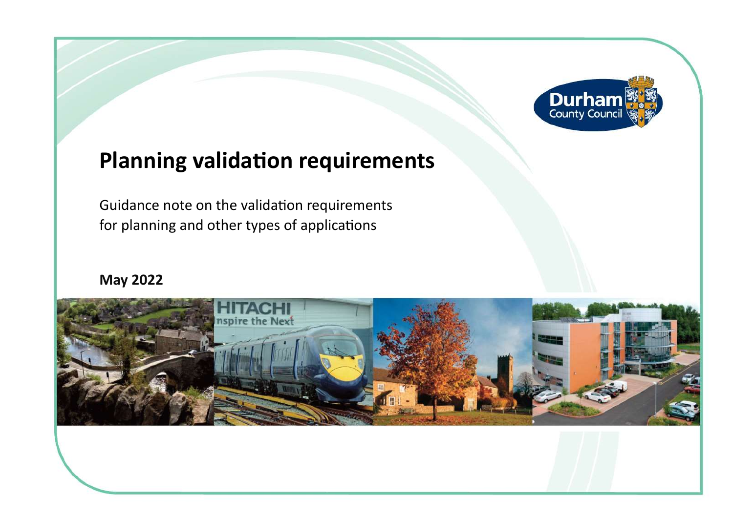Durham County Council

# Planning validation requirements

Guidance note on the validation requirements for planning and other types of applications

**May 2022**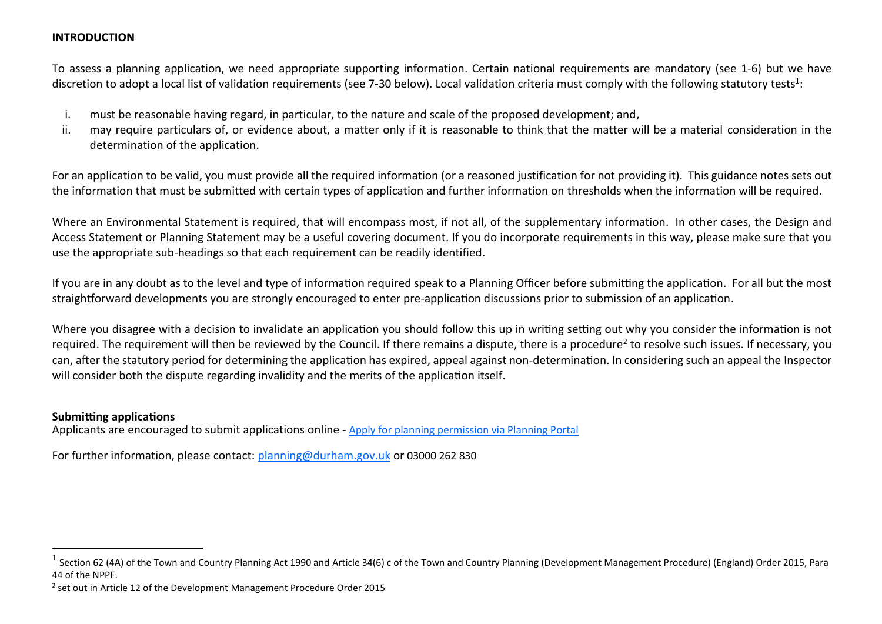**INTRODUCTION**

To assess a planning application, we need appropriate supporting information. Certain national requirements are mandatory (see 1-6) but we have discretion to adopt a local list of validation requirements (see 7-30 below). Local validation criteria must comply with the following statutory tests[1]:

i. must be reasonable having regard, in particular, to the nature and scale of the proposed development; and,
ii. may require particulars of, or evidence about, a matter only if it is reasonable to think that the matter will be a material consideration in the determination of the application.

For an application to be valid, you must provide all the required information (or a reasoned justification for not providing it). This guidance notes sets out the information that must be submitted with certain types of application and further information on thresholds when the information will be required.

Where an Environmental Statement is required, that will encompass most, if not all, of the supplementary information. In other cases, the Design and Access Statement or Planning Statement may be a useful covering document. If you do incorporate requirements in this way, please make sure that you use the appropriate sub-headings so that each requirement can be readily identified.

If you are in any doubt as to the level and type of information required speak to a Planning Officer before submitting the application. For all but the most straightforward developments you are strongly encouraged to enter pre-application discussions prior to submission of an application.

Where you disagree with a decision to invalidate an application you should follow this up in writing setting out why you consider the information is not required. The requirement will then be reviewed by the Council. If there remains a dispute, there is a procedure[2] to resolve such issues. If necessary, you can, after the statutory period for determining the application has expired, appeal against non-determination. In considering such an appeal the Inspector will consider both the dispute regarding invalidity and the merits of the application itself.

**Submitting applications**

Applicants are encouraged to submit applications online - [Apply for planning permission via Planning Portal]

For further information, please contact: planning@durham.gov.uk or 03000 262 830

---

[1] Section 62 (4A) of the Town and Country Planning Act 1990 and Article 34(6) c of the Town and Country Planning (Development Management Procedure) (England) Order 2015, Para 44 of the NPPF.

[2] set out in Article 12 of the Development Management Procedure Order 2015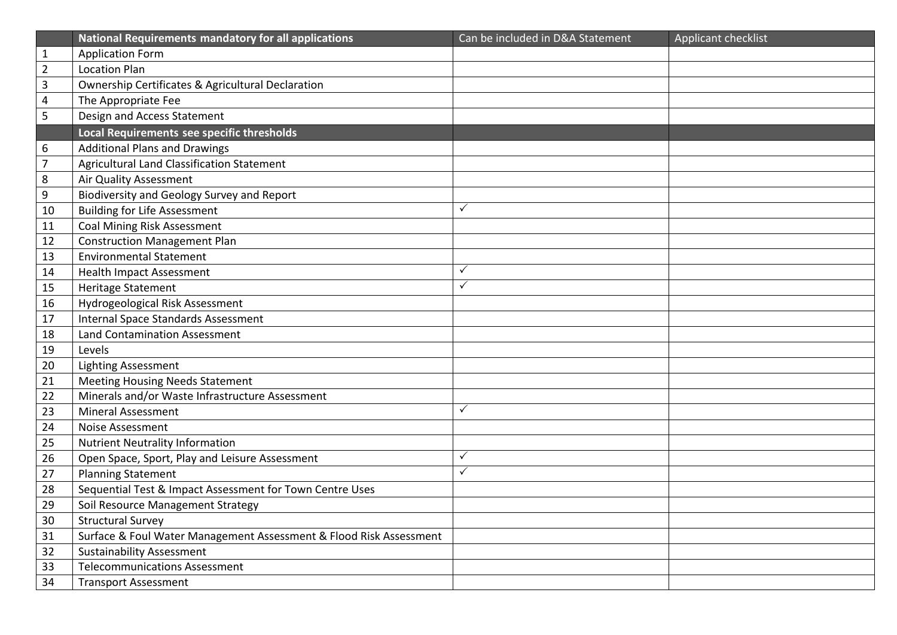| | National Requirements mandatory for all applications | Can be included in D&A Statement | Applicant checklist |
|---|---|---|---|
| 1 | Application Form | | |
| 2 | Location Plan | | |
| 3 | Ownership Certificates & Agricultural Declaration | | |
| 4 | The Appropriate Fee | | |
| 5 | Design and Access Statement | | |
| | **Local Requirements see specific thresholds** | | |
| 6 | Additional Plans and Drawings | | |
| 7 | Agricultural Land Classification Statement | | |
| 8 | Air Quality Assessment | | |
| 9 | Biodiversity and Geology Survey and Report | | |
| 10 | Building for Life Assessment | ✓ | |
| 11 | Coal Mining Risk Assessment | | |
| 12 | Construction Management Plan | | |
| 13 | Environmental Statement | | |
| 14 | Health Impact Assessment | ✓ | |
| 15 | Heritage Statement | ✓ | |
| 16 | Hydrogeological Risk Assessment | | |
| 17 | Internal Space Standards Assessment | | |
| 18 | Land Contamination Assessment | | |
| 19 | Levels | | |
| 20 | Lighting Assessment | | |
| 21 | Meeting Housing Needs Statement | | |
| 22 | Minerals and/or Waste Infrastructure Assessment | | |
| 23 | Mineral Assessment | ✓ | |
| 24 | Noise Assessment | | |
| 25 | Nutrient Neutrality Information | | |
| 26 | Open Space, Sport, Play and Leisure Assessment | ✓ | |
| 27 | Planning Statement | ✓ | |
| 28 | Sequential Test & Impact Assessment for Town Centre Uses | | |
| 29 | Soil Resource Management Strategy | | |
| 30 | Structural Survey | | |
| 31 | Surface & Foul Water Management Assessment & Flood Risk Assessment | | |
| 32 | Sustainability Assessment | | |
| 33 | Telecommunications Assessment | | |
| 34 | Transport Assessment | | |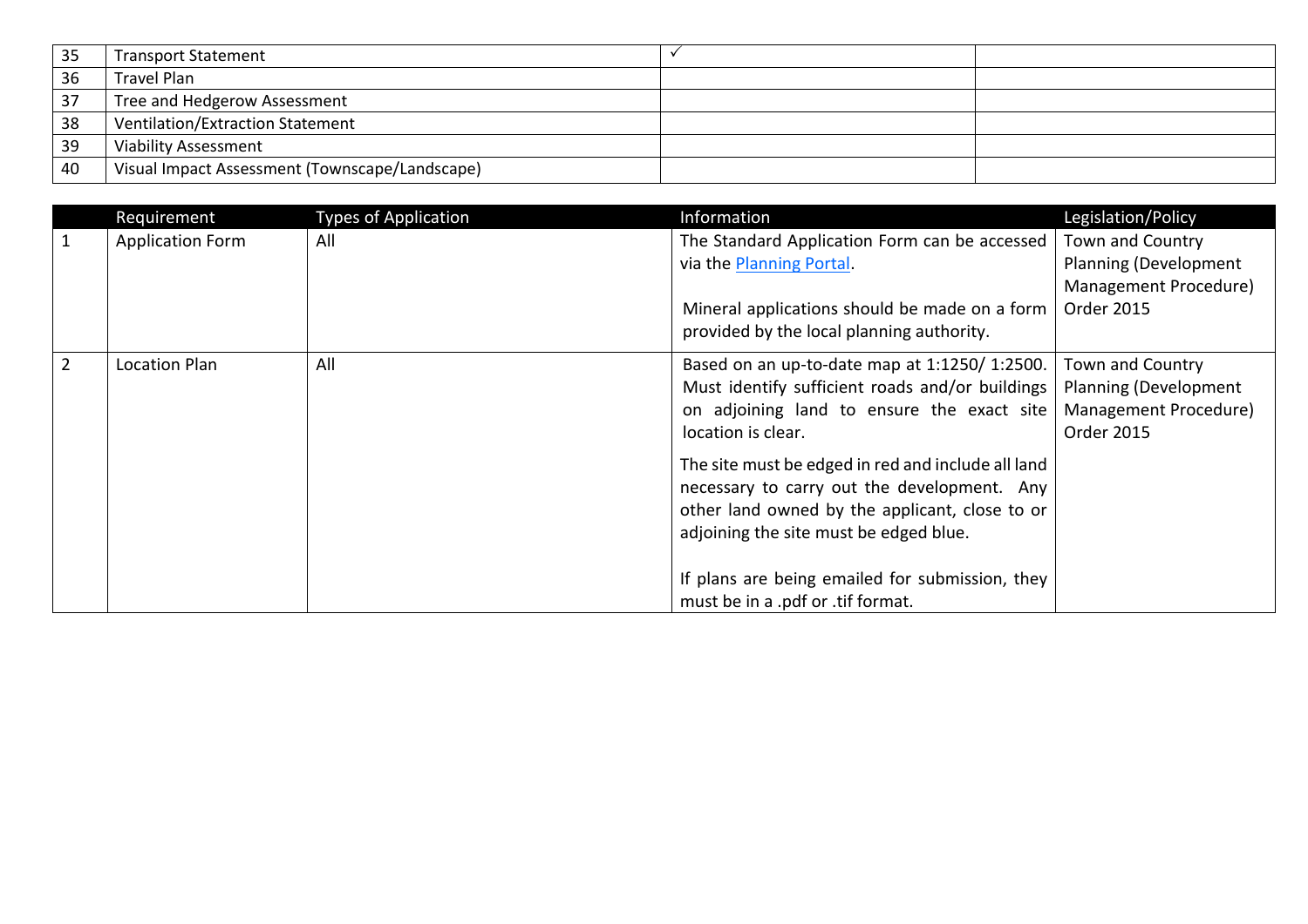| | | | |
|---|---|---|---|
| 35 | Transport Statement | ✓ | |
| 36 | Travel Plan | | |
| 37 | Tree and Hedgerow Assessment | | |
| 38 | Ventilation/Extraction Statement | | |
| 39 | Viability Assessment | | |
| 40 | Visual Impact Assessment (Townscape/Landscape) | | |

| | Requirement | Types of Application | Information | Legislation/Policy |
|---|---|---|---|---|
| 1 | Application Form | All | The Standard Application Form can be accessed via the Planning Portal.<br><br>Mineral applications should be made on a form provided by the local planning authority. | Town and Country Planning (Development Management Procedure) Order 2015 |
| 2 | Location Plan | All | Based on an up-to-date map at 1:1250/ 1:2500. Must identify sufficient roads and/or buildings on adjoining land to ensure the exact site location is clear.<br><br>The site must be edged in red and include all land necessary to carry out the development. Any other land owned by the applicant, close to or adjoining the site must be edged blue.<br><br>If plans are being emailed for submission, they must be in a .pdf or .tif format. | Town and Country Planning (Development Management Procedure) Order 2015 |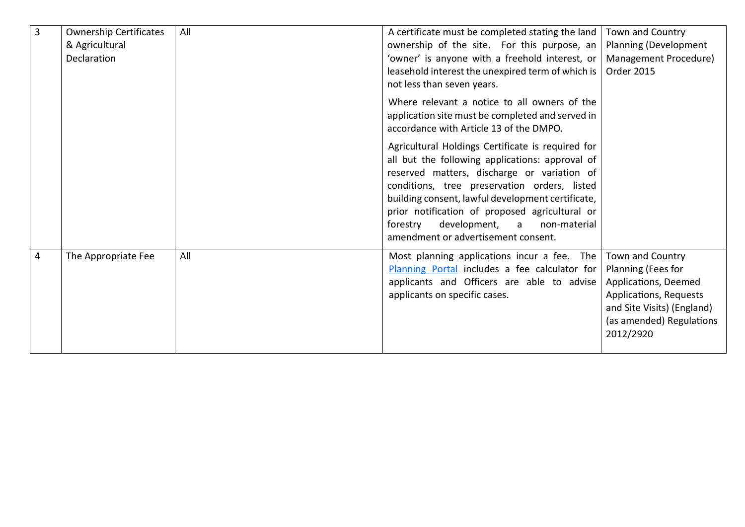| | | | | |
|---|---|---|---|---|
| 3 | Ownership Certificates & Agricultural Declaration | All | A certificate must be completed stating the land ownership of the site. For this purpose, an 'owner' is anyone with a freehold interest, or leasehold interest the unexpired term of which is not less than seven years.<br><br>Where relevant a notice to all owners of the application site must be completed and served in accordance with Article 13 of the DMPO.<br><br>Agricultural Holdings Certificate is required for all but the following applications: approval of reserved matters, discharge or variation of conditions, tree preservation orders, listed building consent, lawful development certificate, prior notification of proposed agricultural or forestry development, a non-material amendment or advertisement consent. | Town and Country Planning (Development Management Procedure) Order 2015 |
| 4 | The Appropriate Fee | All | Most planning applications incur a fee. The Planning Portal includes a fee calculator for applicants and Officers are able to advise applicants on specific cases. | Town and Country Planning (Fees for Applications, Deemed Applications, Requests and Site Visits) (England) (as amended) Regulations 2012/2920 |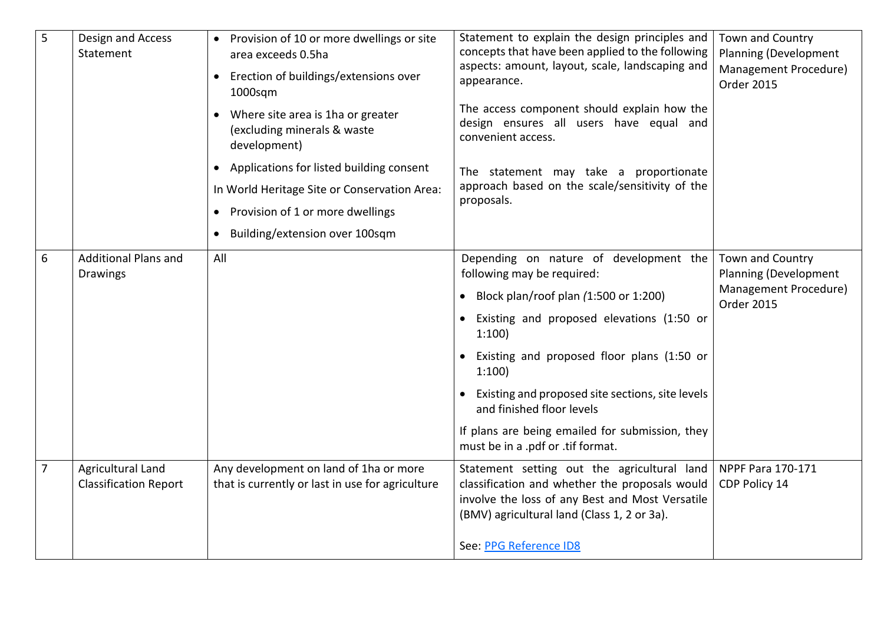| | | | | |
|---|---|---|---|---|
| 5 | Design and Access Statement | • Provision of 10 or more dwellings or site area exceeds 0.5ha<br>• Erection of buildings/extensions over 1000sqm<br>• Where site area is 1ha or greater (excluding minerals & waste development)<br>• Applications for listed building consent<br>In World Heritage Site or Conservation Area:<br>• Provision of 1 or more dwellings<br>• Building/extension over 100sqm | Statement to explain the design principles and concepts that have been applied to the following aspects: amount, layout, scale, landscaping and appearance.<br>The access component should explain how the design ensures all users have equal and convenient access.<br>The statement may take a proportionate approach based on the scale/sensitivity of the proposals. | Town and Country Planning (Development Management Procedure) Order 2015 |
| 6 | Additional Plans and Drawings | All | Depending on nature of development the following may be required:<br>• Block plan/roof plan (1:500 or 1:200)<br>• Existing and proposed elevations (1:50 or 1:100)<br>• Existing and proposed floor plans (1:50 or 1:100)<br>• Existing and proposed site sections, site levels and finished floor levels<br>If plans are being emailed for submission, they must be in a .pdf or .tif format. | Town and Country Planning (Development Management Procedure) Order 2015 |
| 7 | Agricultural Land Classification Report | Any development on land of 1ha or more that is currently or last in use for agriculture | Statement setting out the agricultural land classification and whether the proposals would involve the loss of any Best and Most Versatile (BMV) agricultural land (Class 1, 2 or 3a).<br>See: PPG Reference ID8 | NPPF Para 170-171<br>CDP Policy 14 |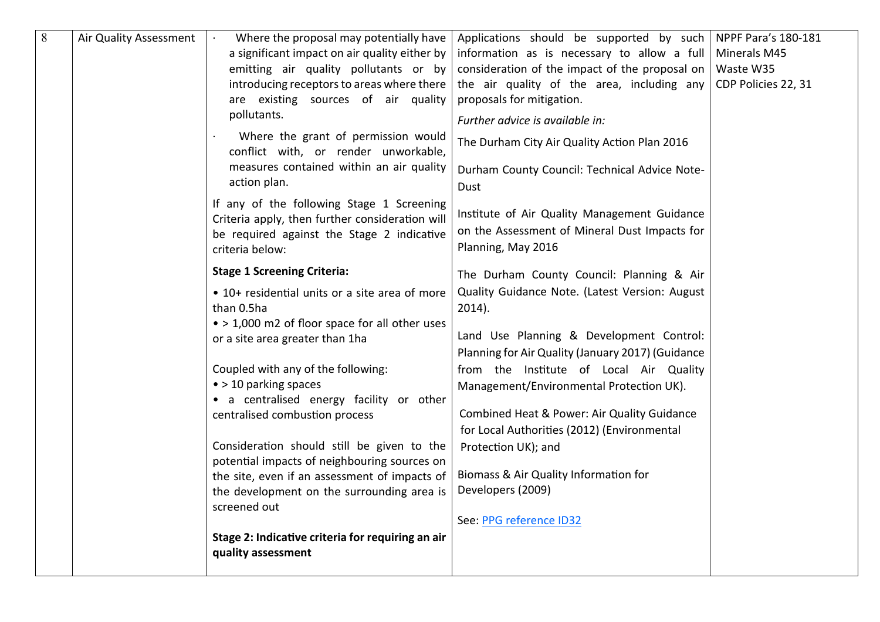| 8 | Air Quality Assessment | · Where the proposal may potentially have a significant impact on air quality either by emitting air quality pollutants or by introducing receptors to areas where there are existing sources of air quality pollutants.<br><br>· Where the grant of permission would conflict with, or render unworkable, measures contained within an air quality action plan.<br><br>If any of the following Stage 1 Screening Criteria apply, then further consideration will be required against the Stage 2 indicative criteria below:<br><br>**Stage 1 Screening Criteria:**<br><br>• 10+ residential units or a site area of more than 0.5ha<br>• > 1,000 m2 of floor space for all other uses or a site area greater than 1ha<br><br>Coupled with any of the following:<br>• > 10 parking spaces<br>• a centralised energy facility or other centralised combustion process<br><br>Consideration should still be given to the potential impacts of neighbouring sources on the site, even if an assessment of impacts of the development on the surrounding area is screened out<br><br>**Stage 2: Indicative criteria for requiring an air quality assessment** | Applications should be supported by such information as is necessary to allow a full consideration of the impact of the proposal on the air quality of the area, including any proposals for mitigation.<br><br>*Further advice is available in:*<br><br>The Durham City Air Quality Action Plan 2016<br><br>Durham County Council: Technical Advice Note-Dust<br><br>Institute of Air Quality Management Guidance on the Assessment of Mineral Dust Impacts for Planning, May 2016<br><br>The Durham County Council: Planning & Air Quality Guidance Note. (Latest Version: August 2014).<br><br>Land Use Planning & Development Control: Planning for Air Quality (January 2017) (Guidance from the Institute of Local Air Quality Management/Environmental Protection UK).<br><br>Combined Heat & Power: Air Quality Guidance for Local Authorities (2012) (Environmental Protection UK); and<br><br>Biomass & Air Quality Information for Developers (2009)<br><br>See: PPG reference ID32 | NPPF Para's 180-181<br>Minerals M45<br>Waste W35<br>CDP Policies 22, 31 |
|---|---|---|---|---|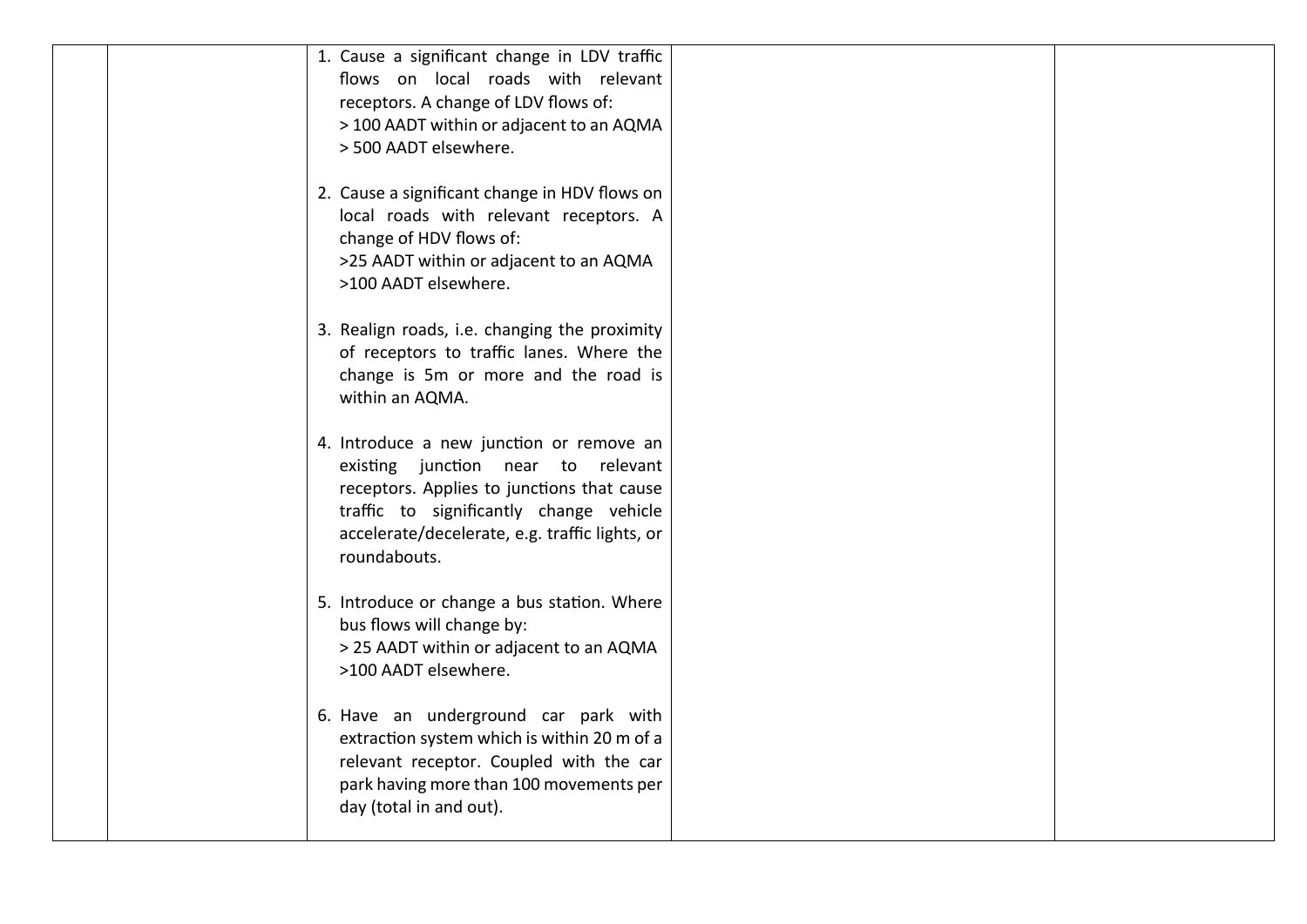|  |  |  |  |  |
|---|---|---|---|---|
|  |  | 1. Cause a significant change in LDV traffic flows on local roads with relevant receptors. A change of LDV flows of:<br>> 100 AADT within or adjacent to an AQMA<br>> 500 AADT elsewhere.<br><br>2. Cause a significant change in HDV flows on local roads with relevant receptors. A change of HDV flows of:<br>>25 AADT within or adjacent to an AQMA<br>>100 AADT elsewhere.<br><br>3. Realign roads, i.e. changing the proximity of receptors to traffic lanes. Where the change is 5m or more and the road is within an AQMA.<br><br>4. Introduce a new junction or remove an existing junction near to relevant receptors. Applies to junctions that cause traffic to significantly change vehicle accelerate/decelerate, e.g. traffic lights, or roundabouts.<br><br>5. Introduce or change a bus station. Where bus flows will change by:<br>> 25 AADT within or adjacent to an AQMA<br>>100 AADT elsewhere.<br><br>6. Have an underground car park with extraction system which is within 20 m of a relevant receptor. Coupled with the car park having more than 100 movements per day (total in and out). |  |  |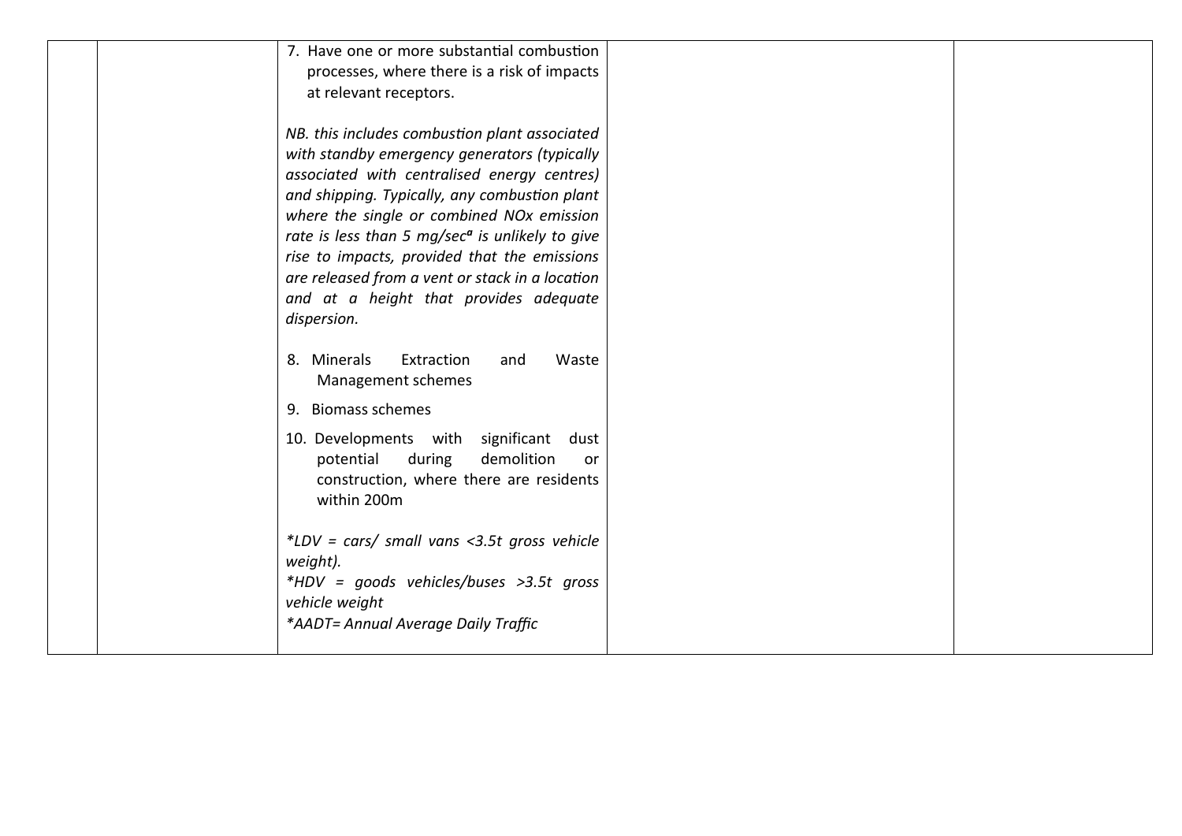|  |  |  |  |  |
|---|---|---|---|---|
|  |  | 7. Have one or more substantial combustion processes, where there is a risk of impacts at relevant receptors.<br><br>*NB. this includes combustion plant associated with standby emergency generators (typically associated with centralised energy centres) and shipping. Typically, any combustion plant where the single or combined NOx emission rate is less than 5 mg/sec[a] is unlikely to give rise to impacts, provided that the emissions are released from a vent or stack in a location and at a height that provides adequate dispersion.*<br><br>8. Minerals Extraction and Waste Management schemes<br><br>9. Biomass schemes<br><br>10. Developments with significant dust potential during demolition or construction, where there are residents within 200m<br><br>**LDV = cars/ small vans <3.5t gross vehicle weight).*<br>**HDV = goods vehicles/buses >3.5t gross vehicle weight*<br>**AADT= Annual Average Daily Traffic* |  |  |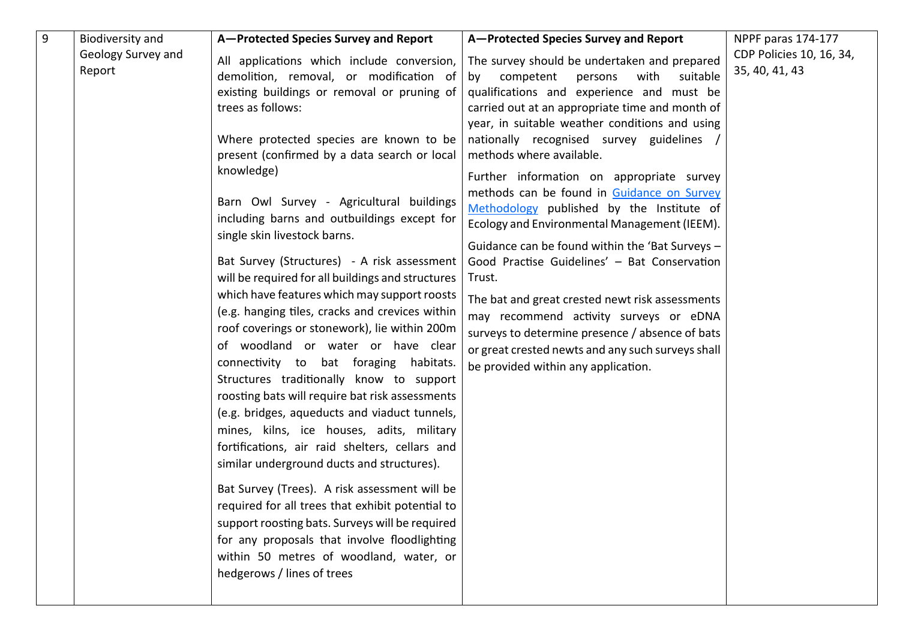| 9 | Biodiversity and Geology Survey and Report | **A—Protected Species Survey and Report**<br><br>All applications which include conversion, demolition, removal, or modification of existing buildings or removal or pruning of trees as follows:<br><br>Where protected species are known to be present (confirmed by a data search or local knowledge)<br><br>Barn Owl Survey - Agricultural buildings including barns and outbuildings except for single skin livestock barns.<br><br>Bat Survey (Structures) - A risk assessment will be required for all buildings and structures which have features which may support roosts (e.g. hanging tiles, cracks and crevices within roof coverings or stonework), lie within 200m of woodland or water or have clear connectivity to bat foraging habitats. Structures traditionally know to support roosting bats will require bat risk assessments (e.g. bridges, aqueducts and viaduct tunnels, mines, kilns, ice houses, adits, military fortifications, air raid shelters, cellars and similar underground ducts and structures).<br><br>Bat Survey (Trees). A risk assessment will be required for all trees that exhibit potential to support roosting bats. Surveys will be required for any proposals that involve floodlighting within 50 metres of woodland, water, or hedgerows / lines of trees | **A—Protected Species Survey and Report**<br><br>The survey should be undertaken and prepared by competent persons with suitable qualifications and experience and must be carried out at an appropriate time and month of year, in suitable weather conditions and using nationally recognised survey guidelines / methods where available.<br><br>Further information on appropriate survey methods can be found in Guidance on Survey Methodology published by the Institute of Ecology and Environmental Management (IEEM).<br><br>Guidance can be found within the 'Bat Surveys – Good Practise Guidelines' – Bat Conservation Trust.<br><br>The bat and great crested newt risk assessments may recommend activity surveys or eDNA surveys to determine presence / absence of bats or great crested newts and any such surveys shall be provided within any application. | NPPF paras 174-177<br>CDP Policies 10, 16, 34, 35, 40, 41, 43 |
|---|---|---|---|---|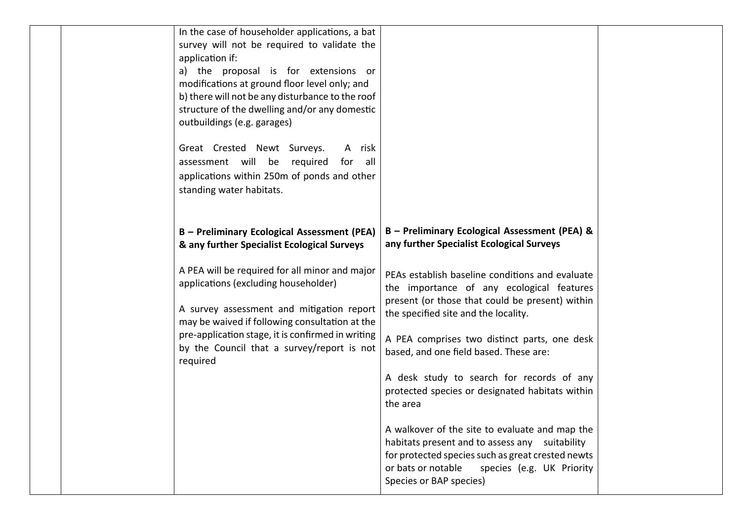|  |  | In the case of householder applications, a bat survey will not be required to validate the application if:<br>a) the proposal is for extensions or modifications at ground floor level only; and<br>b) there will not be any disturbance to the roof structure of the dwelling and/or any domestic outbuildings (e.g. garages)<br><br>Great Crested Newt Surveys. A risk assessment will be required for all applications within 250m of ponds and other standing water habitats. |  |  |
|---|---|---|---|---|
|  |  | **B – Preliminary Ecological Assessment (PEA) & any further Specialist Ecological Surveys**<br><br>A PEA will be required for all minor and major applications (excluding householder)<br><br>A survey assessment and mitigation report may be waived if following consultation at the pre-application stage, it is confirmed in writing by the Council that a survey/report is not required | **B – Preliminary Ecological Assessment (PEA) & any further Specialist Ecological Surveys**<br><br>PEAs establish baseline conditions and evaluate the importance of any ecological features present (or those that could be present) within the specified site and the locality.<br><br>A PEA comprises two distinct parts, one desk based, and one field based. These are:<br><br>A desk study to search for records of any protected species or designated habitats within the area<br><br>A walkover of the site to evaluate and map the habitats present and to assess any suitability for protected species such as great crested newts or bats or notable species (e.g. UK Priority Species or BAP species) |  |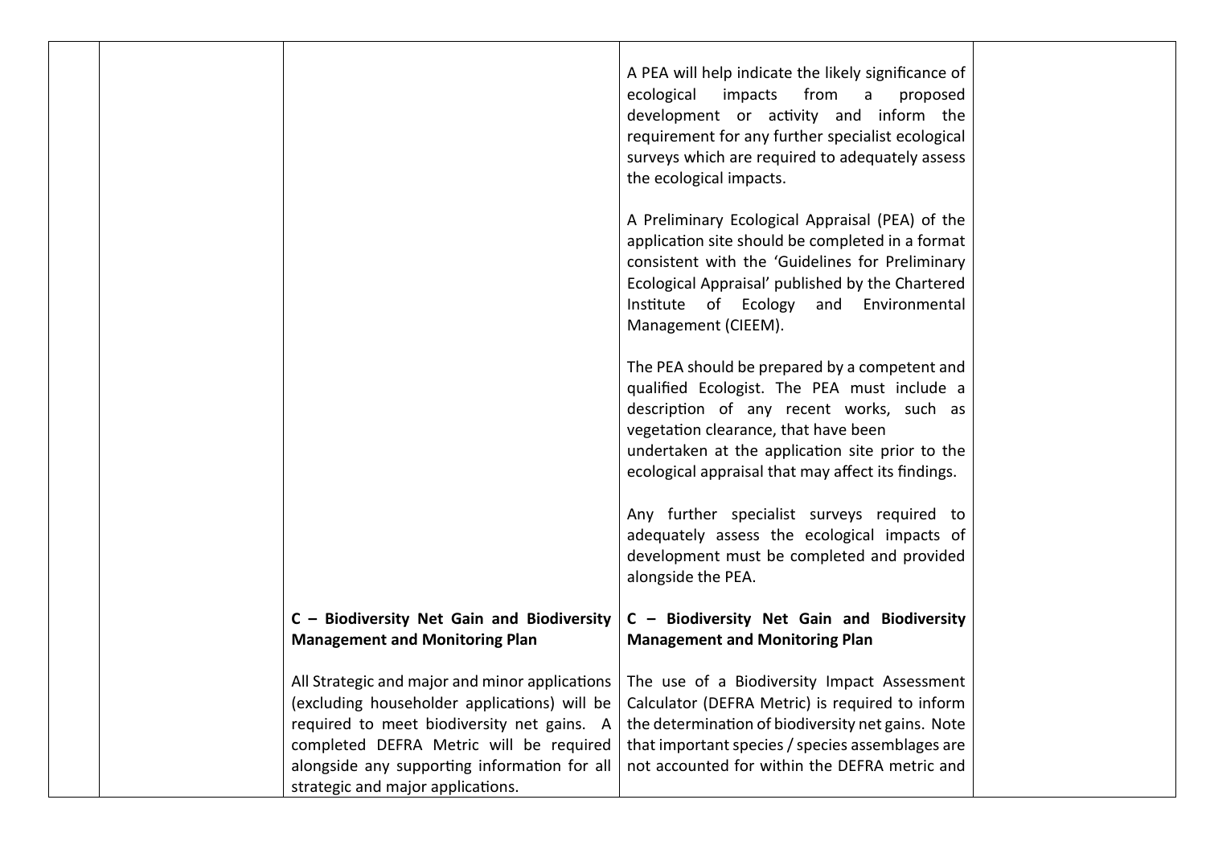| | | | | |
|---|---|---|---|---|
| | | | A PEA will help indicate the likely significance of ecological impacts from a proposed development or activity and inform the requirement for any further specialist ecological surveys which are required to adequately assess the ecological impacts.<br><br>A Preliminary Ecological Appraisal (PEA) of the application site should be completed in a format consistent with the 'Guidelines for Preliminary Ecological Appraisal' published by the Chartered Institute of Ecology and Environmental Management (CIEEM).<br><br>The PEA should be prepared by a competent and qualified Ecologist. The PEA must include a description of any recent works, such as vegetation clearance, that have been undertaken at the application site prior to the ecological appraisal that may affect its findings.<br><br>Any further specialist surveys required to adequately assess the ecological impacts of development must be completed and provided alongside the PEA. | |
| | | **C – Biodiversity Net Gain and Biodiversity Management and Monitoring Plan**<br><br>All Strategic and major and minor applications (excluding householder applications) will be required to meet biodiversity net gains. A completed DEFRA Metric will be required alongside any supporting information for all strategic and major applications. | **C – Biodiversity Net Gain and Biodiversity Management and Monitoring Plan**<br><br>The use of a Biodiversity Impact Assessment Calculator (DEFRA Metric) is required to inform the determination of biodiversity net gains. Note that important species / species assemblages are not accounted for within the DEFRA metric and | |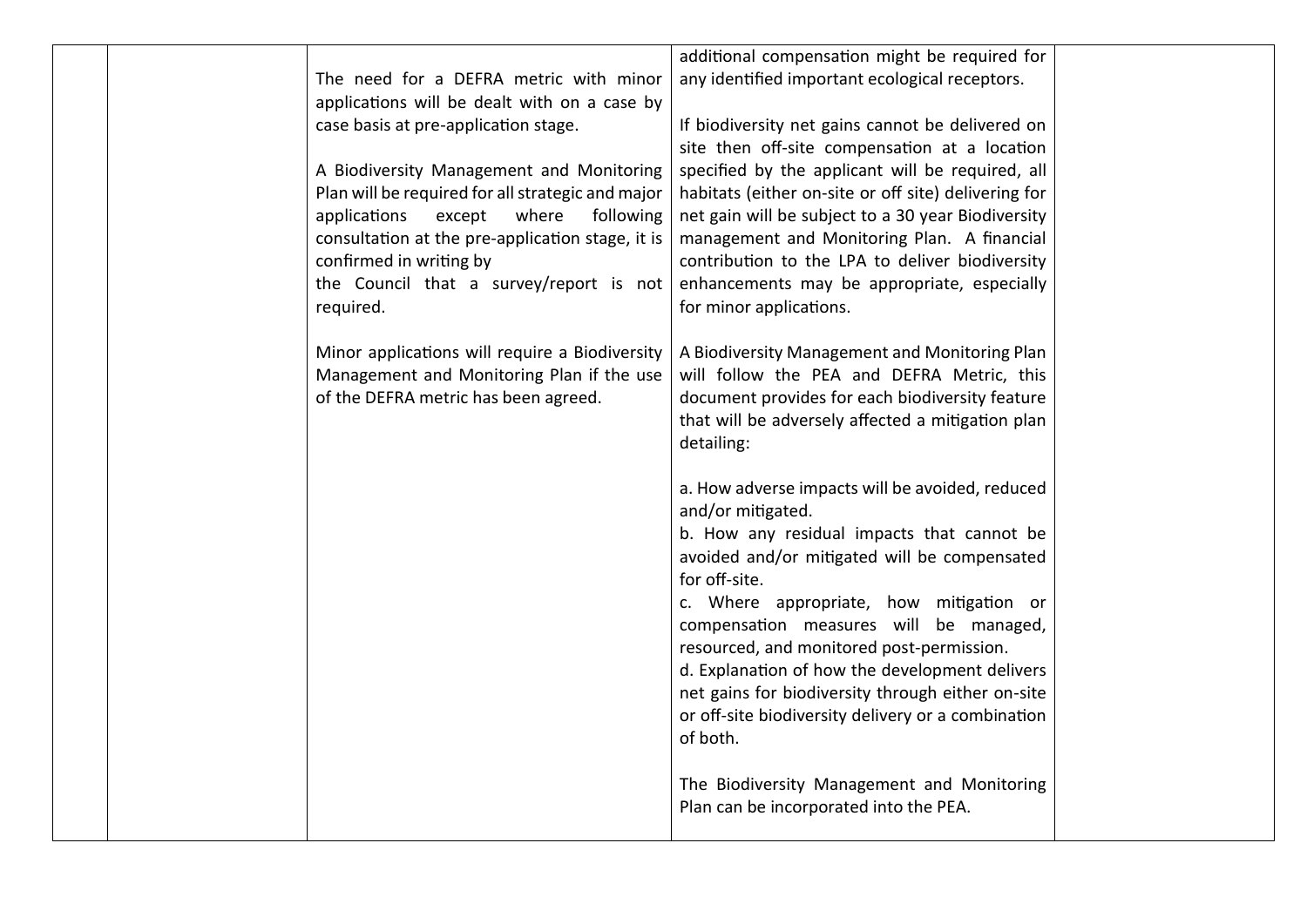|  |  |  |  |  |
|---|---|---|---|---|
|  |  | The need for a DEFRA metric with minor applications will be dealt with on a case by case basis at pre-application stage.<br><br>A Biodiversity Management and Monitoring Plan will be required for all strategic and major applications except where following consultation at the pre-application stage, it is confirmed in writing by the Council that a survey/report is not required.<br><br>Minor applications will require a Biodiversity Management and Monitoring Plan if the use of the DEFRA metric has been agreed. | additional compensation might be required for any identified important ecological receptors.<br><br>If biodiversity net gains cannot be delivered on site then off-site compensation at a location specified by the applicant will be required, all habitats (either on-site or off site) delivering for net gain will be subject to a 30 year Biodiversity management and Monitoring Plan. A financial contribution to the LPA to deliver biodiversity enhancements may be appropriate, especially for minor applications.<br><br>A Biodiversity Management and Monitoring Plan will follow the PEA and DEFRA Metric, this document provides for each biodiversity feature that will be adversely affected a mitigation plan detailing:<br><br>a. How adverse impacts will be avoided, reduced and/or mitigated.<br>b. How any residual impacts that cannot be avoided and/or mitigated will be compensated for off-site.<br>c. Where appropriate, how mitigation or compensation measures will be managed, resourced, and monitored post-permission.<br>d. Explanation of how the development delivers net gains for biodiversity through either on-site or off-site biodiversity delivery or a combination of both.<br><br>The Biodiversity Management and Monitoring Plan can be incorporated into the PEA. |  |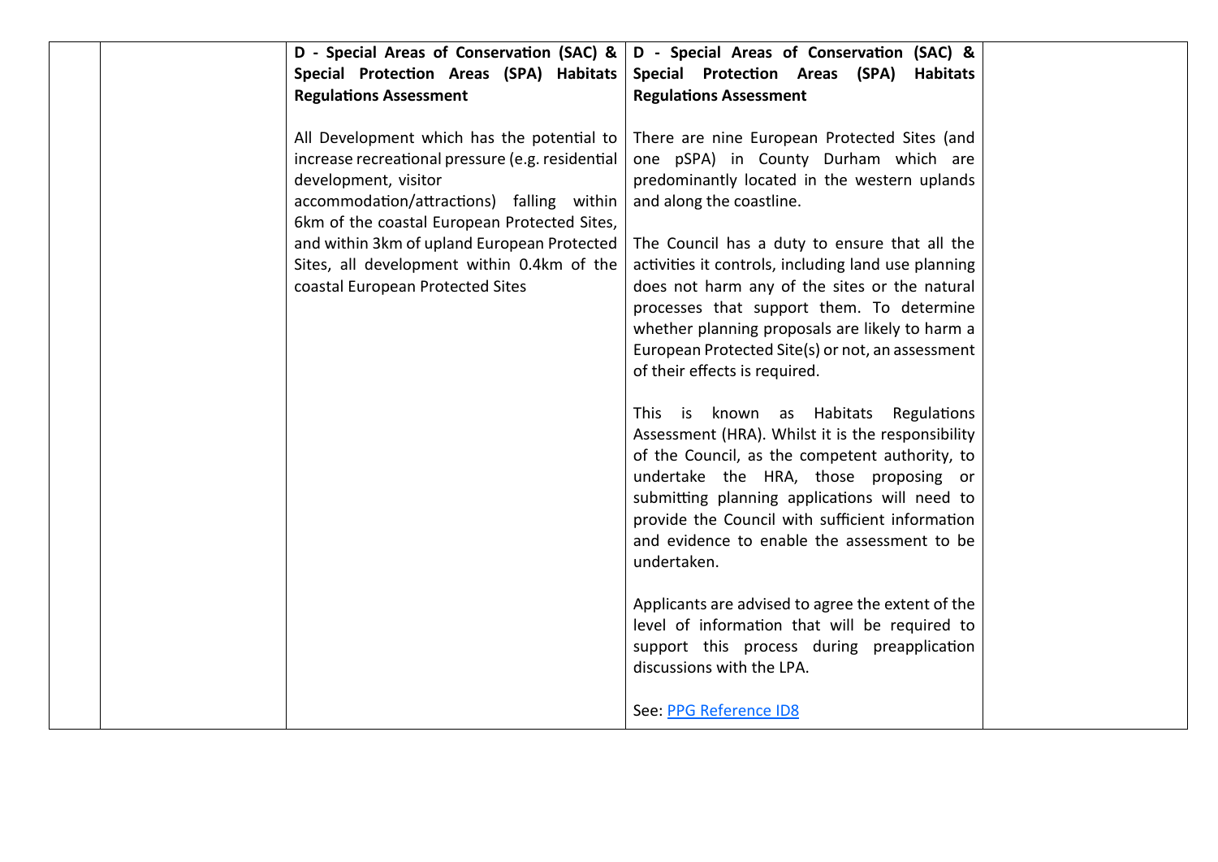|  |  | **D - Special Areas of Conservation (SAC) & Special Protection Areas (SPA) Habitats Regulations Assessment**<br><br>All Development which has the potential to increase recreational pressure (e.g. residential development, visitor accommodation/attractions) falling within 6km of the coastal European Protected Sites, and within 3km of upland European Protected Sites, all development within 0.4km of the coastal European Protected Sites | **D - Special Areas of Conservation (SAC) & Special Protection Areas (SPA) Habitats Regulations Assessment**<br><br>There are nine European Protected Sites (and one pSPA) in County Durham which are predominantly located in the western uplands and along the coastline.<br><br>The Council has a duty to ensure that all the activities it controls, including land use planning does not harm any of the sites or the natural processes that support them. To determine whether planning proposals are likely to harm a European Protected Site(s) or not, an assessment of their effects is required.<br><br>This is known as Habitats Regulations Assessment (HRA). Whilst it is the responsibility of the Council, as the competent authority, to undertake the HRA, those proposing or submitting planning applications will need to provide the Council with sufficient information and evidence to enable the assessment to be undertaken.<br><br>Applicants are advised to agree the extent of the level of information that will be required to support this process during preapplication discussions with the LPA.<br><br>See: PPG Reference ID8 |  |
|---|---|---|---|---|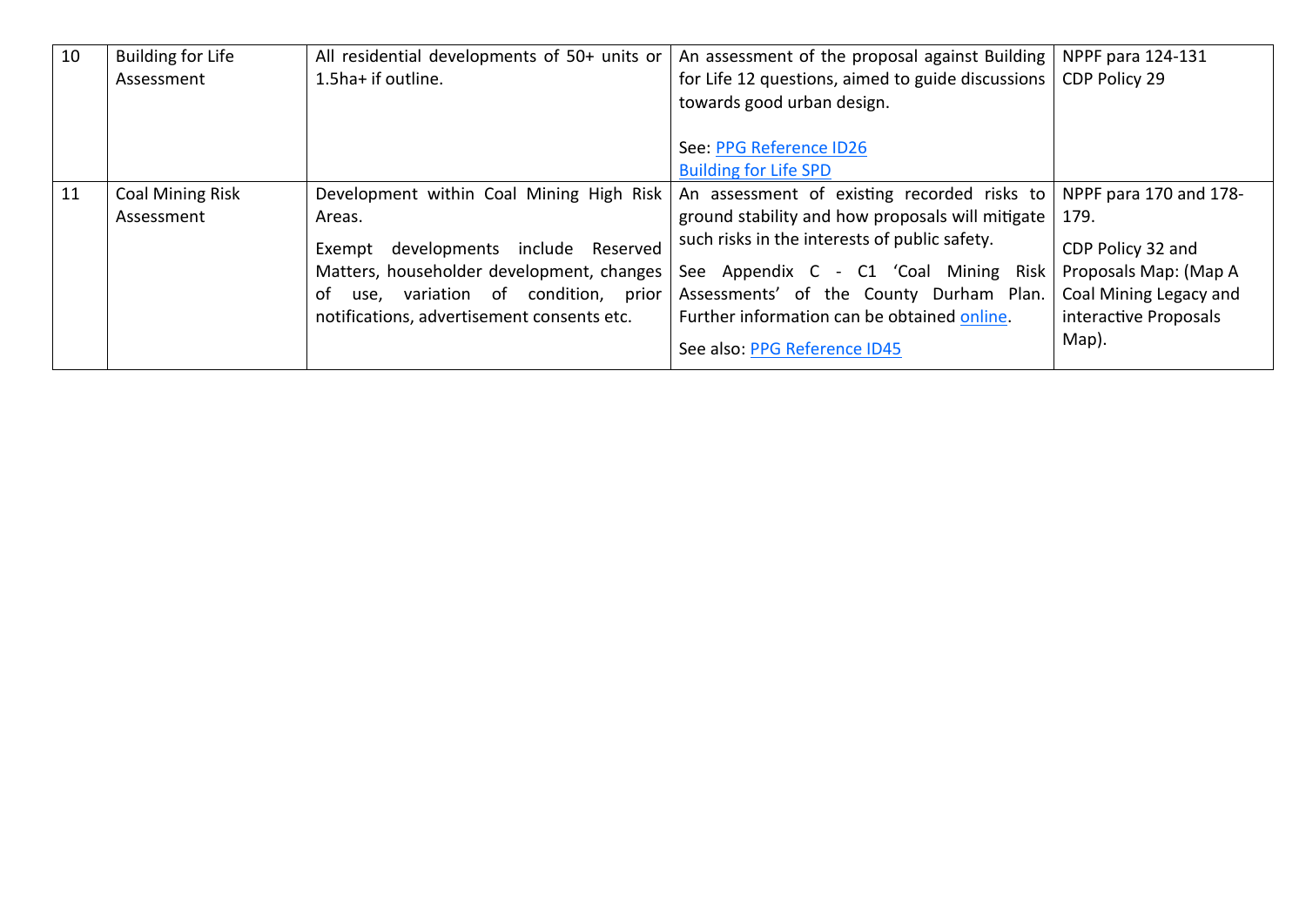| 10 | Building for Life Assessment | All residential developments of 50+ units or 1.5ha+ if outline. | An assessment of the proposal against Building for Life 12 questions, aimed to guide discussions towards good urban design.<br><br>See: [PPG Reference ID26](#)<br>[Building for Life SPD](#) | NPPF para 124-131<br>CDP Policy 29 |
|---|---|---|---|---|
| 11 | Coal Mining Risk Assessment | Development within Coal Mining High Risk Areas.<br><br>Exempt developments include Reserved Matters, householder development, changes of use, variation of condition, prior notifications, advertisement consents etc. | An assessment of existing recorded risks to ground stability and how proposals will mitigate such risks in the interests of public safety.<br><br>See Appendix C - C1 'Coal Mining Risk Assessments' of the County Durham Plan. Further information can be obtained [online](#).<br><br>See also: [PPG Reference ID45](#) | NPPF para 170 and 178-179.<br><br>CDP Policy 32 and Proposals Map: (Map A Coal Mining Legacy and interactive Proposals Map). |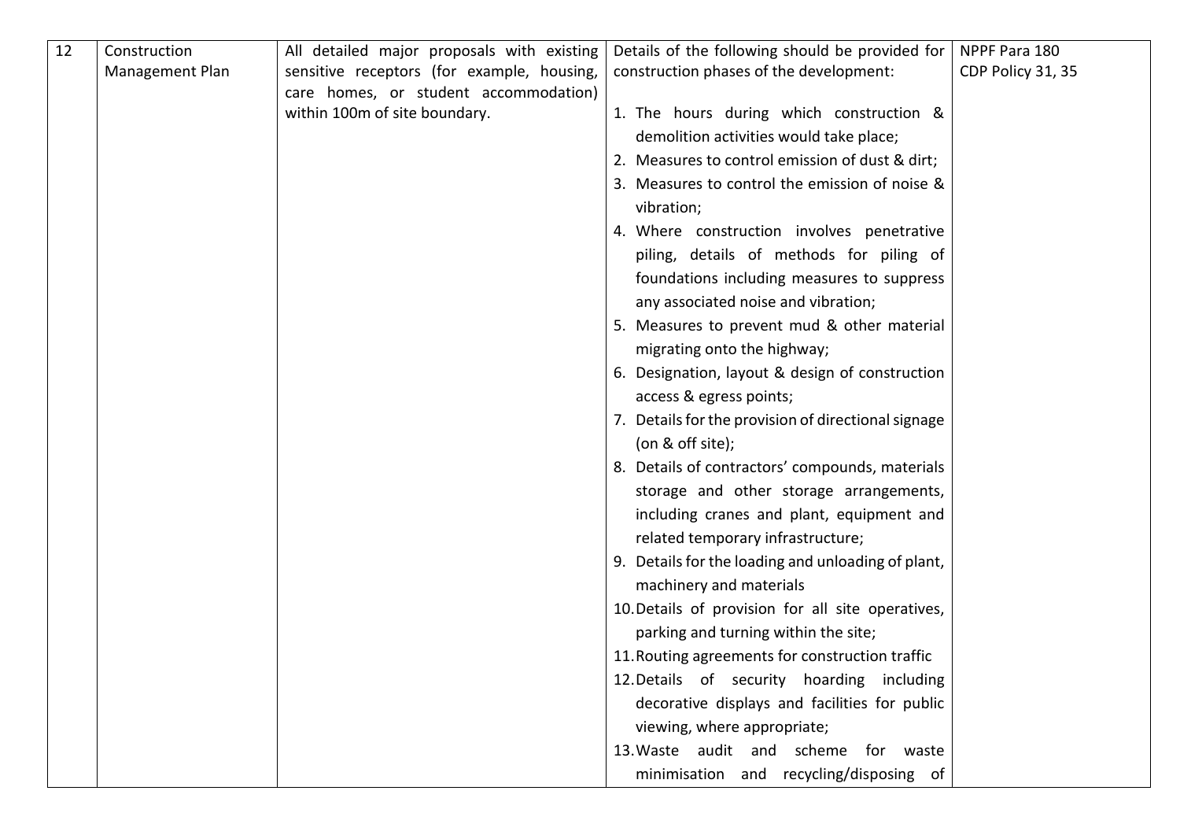| 12 | Construction Management Plan | All detailed major proposals with existing sensitive receptors (for example, housing, care homes, or student accommodation) within 100m of site boundary. | Details of the following should be provided for construction phases of the development:<br><br>1. The hours during which construction & demolition activities would take place;<br>2. Measures to control emission of dust & dirt;<br>3. Measures to control the emission of noise & vibration;<br>4. Where construction involves penetrative piling, details of methods for piling of foundations including measures to suppress any associated noise and vibration;<br>5. Measures to prevent mud & other material migrating onto the highway;<br>6. Designation, layout & design of construction access & egress points;<br>7. Details for the provision of directional signage (on & off site);<br>8. Details of contractors' compounds, materials storage and other storage arrangements, including cranes and plant, equipment and related temporary infrastructure;<br>9. Details for the loading and unloading of plant, machinery and materials<br>10. Details of provision for all site operatives, parking and turning within the site;<br>11. Routing agreements for construction traffic<br>12. Details of security hoarding including decorative displays and facilities for public viewing, where appropriate;<br>13. Waste audit and scheme for waste minimisation and recycling/disposing of | NPPF Para 180<br>CDP Policy 31, 35 |
|---|---|---|---|---|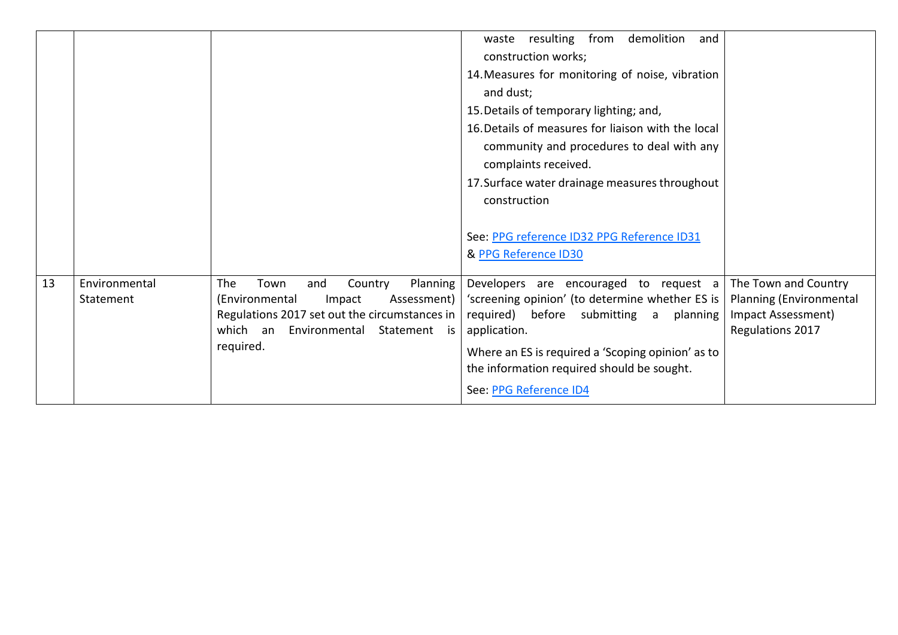| | | | | |
|---|---|---|---|---|
| | | | waste resulting from demolition and construction works;<br>14. Measures for monitoring of noise, vibration and dust;<br>15. Details of temporary lighting; and,<br>16. Details of measures for liaison with the local community and procedures to deal with any complaints received.<br>17. Surface water drainage measures throughout construction<br><br>See: PPG reference ID32 PPG Reference ID31 & PPG Reference ID30 | |
| 13 | Environmental Statement | The Town and Country Planning (Environmental Impact Assessment) Regulations 2017 set out the circumstances in which an Environmental Statement is required. | Developers are encouraged to request a 'screening opinion' (to determine whether ES is required) before submitting a planning application.<br><br>Where an ES is required a 'Scoping opinion' as to the information required should be sought.<br><br>See: PPG Reference ID4 | The Town and Country Planning (Environmental Impact Assessment) Regulations 2017 |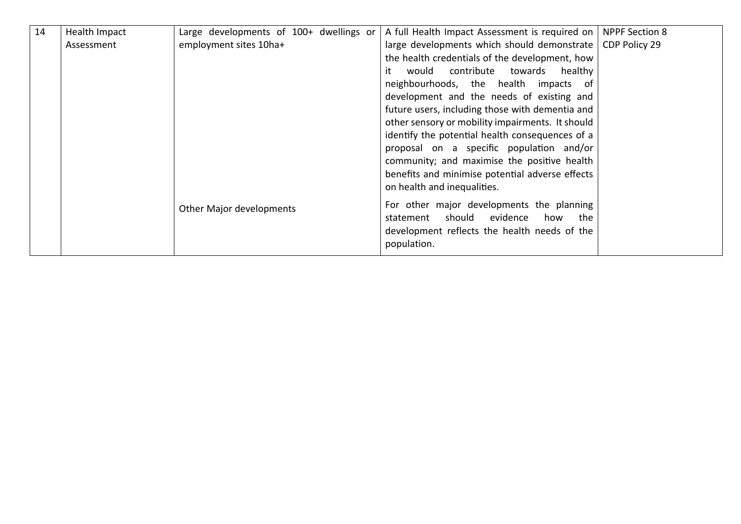| 14 | Health Impact Assessment | Large developments of 100+ dwellings or employment sites 10ha+ | A full Health Impact Assessment is required on large developments which should demonstrate the health credentials of the development, how it would contribute towards healthy neighbourhoods, the health impacts of development and the needs of existing and future users, including those with dementia and other sensory or mobility impairments. It should identify the potential health consequences of a proposal on a specific population and/or community; and maximise the positive health benefits and minimise potential adverse effects on health and inequalities. | NPPF Section 8<br>CDP Policy 29 |
|---|---|---|---|---|
| | | Other Major developments | For other major developments the planning statement should evidence how the development reflects the health needs of the population. | |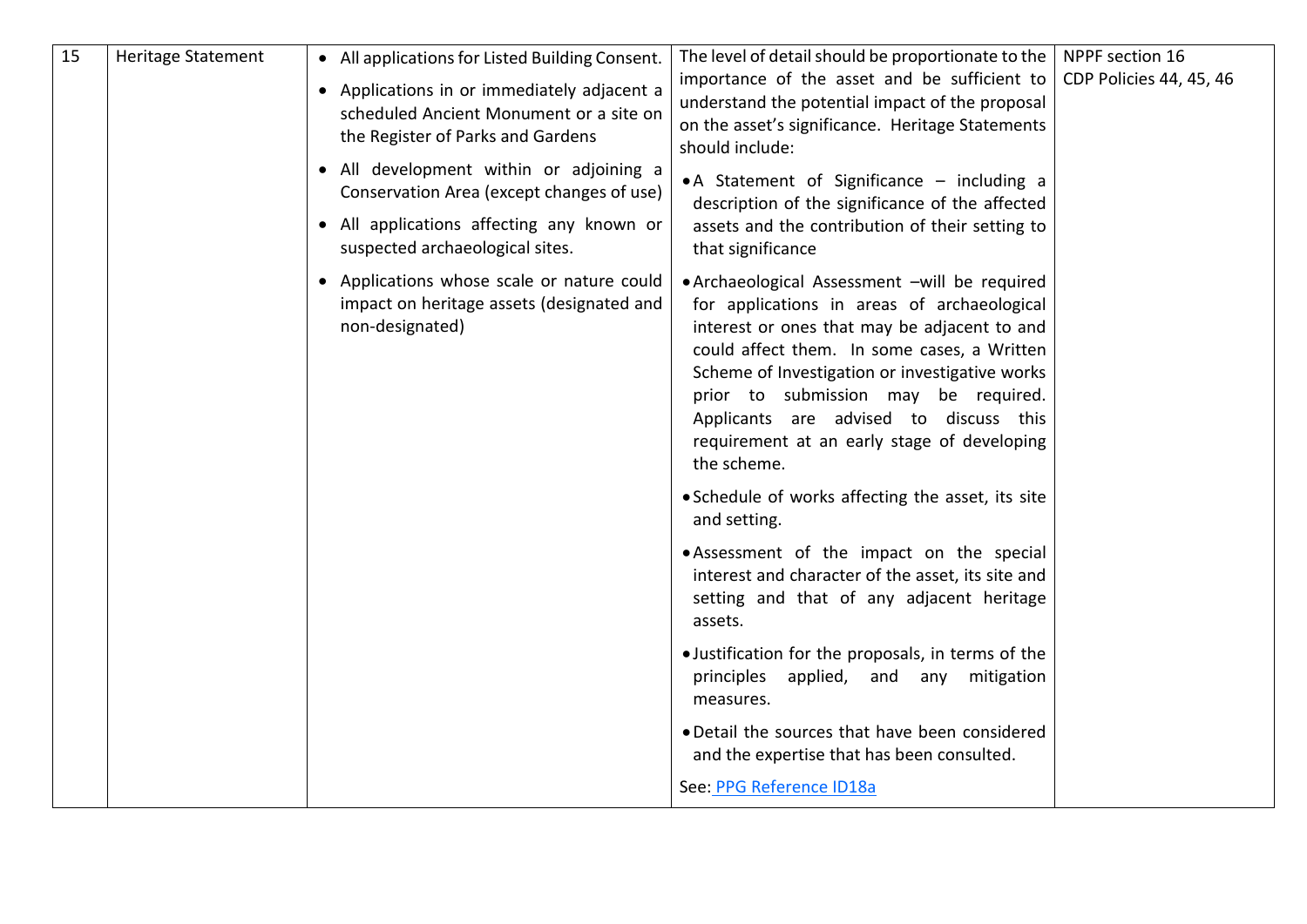| 15 | Heritage Statement | • All applications for Listed Building Consent.<br>• Applications in or immediately adjacent a scheduled Ancient Monument or a site on the Register of Parks and Gardens<br>• All development within or adjoining a Conservation Area (except changes of use)<br>• All applications affecting any known or suspected archaeological sites.<br>• Applications whose scale or nature could impact on heritage assets (designated and non-designated) | The level of detail should be proportionate to the importance of the asset and be sufficient to understand the potential impact of the proposal on the asset's significance. Heritage Statements should include:<br>• A Statement of Significance – including a description of the significance of the affected assets and the contribution of their setting to that significance<br>• Archaeological Assessment –will be required for applications in areas of archaeological interest or ones that may be adjacent to and could affect them. In some cases, a Written Scheme of Investigation or investigative works prior to submission may be required. Applicants are advised to discuss this requirement at an early stage of developing the scheme.<br>• Schedule of works affecting the asset, its site and setting.<br>• Assessment of the impact on the special interest and character of the asset, its site and setting and that of any adjacent heritage assets.<br>• Justification for the proposals, in terms of the principles applied, and any mitigation measures.<br>• Detail the sources that have been considered and the expertise that has been consulted.<br>See: PPG Reference ID18a | NPPF section 16<br>CDP Policies 44, 45, 46 |
|---|---|---|---|---|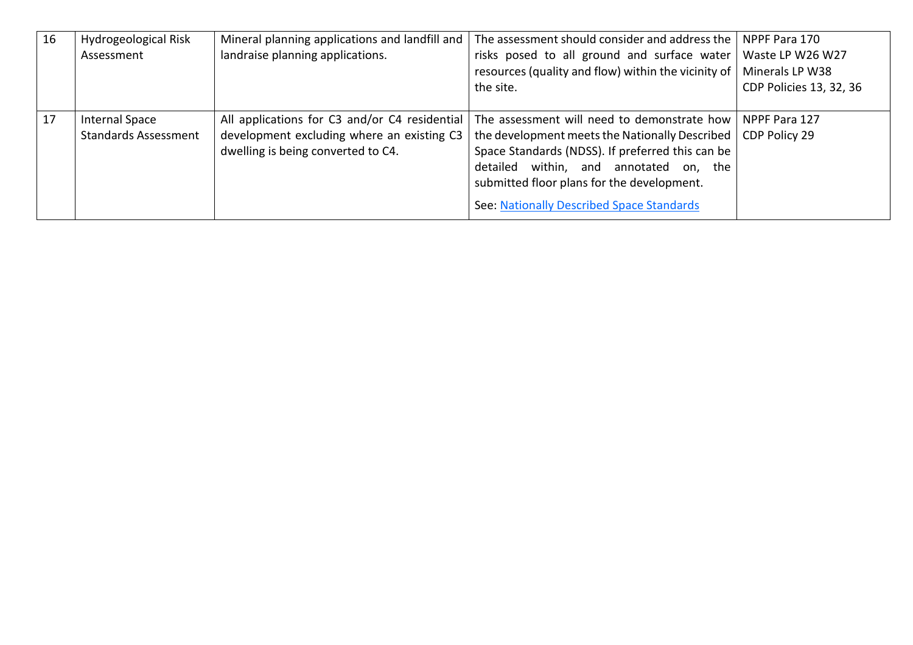| 16 | Hydrogeological Risk Assessment | Mineral planning applications and landfill and landraise planning applications. | The assessment should consider and address the risks posed to all ground and surface water resources (quality and flow) within the vicinity of the site. | NPPF Para 170<br>Waste LP W26 W27<br>Minerals LP W38<br>CDP Policies 13, 32, 36 |
|---|---|---|---|---|
| 17 | Internal Space Standards Assessment | All applications for C3 and/or C4 residential development excluding where an existing C3 dwelling is being converted to C4. | The assessment will need to demonstrate how the development meets the Nationally Described Space Standards (NDSS). If preferred this can be detailed within, and annotated on, the submitted floor plans for the development.<br><br>See: Nationally Described Space Standards | NPPF Para 127<br>CDP Policy 29 |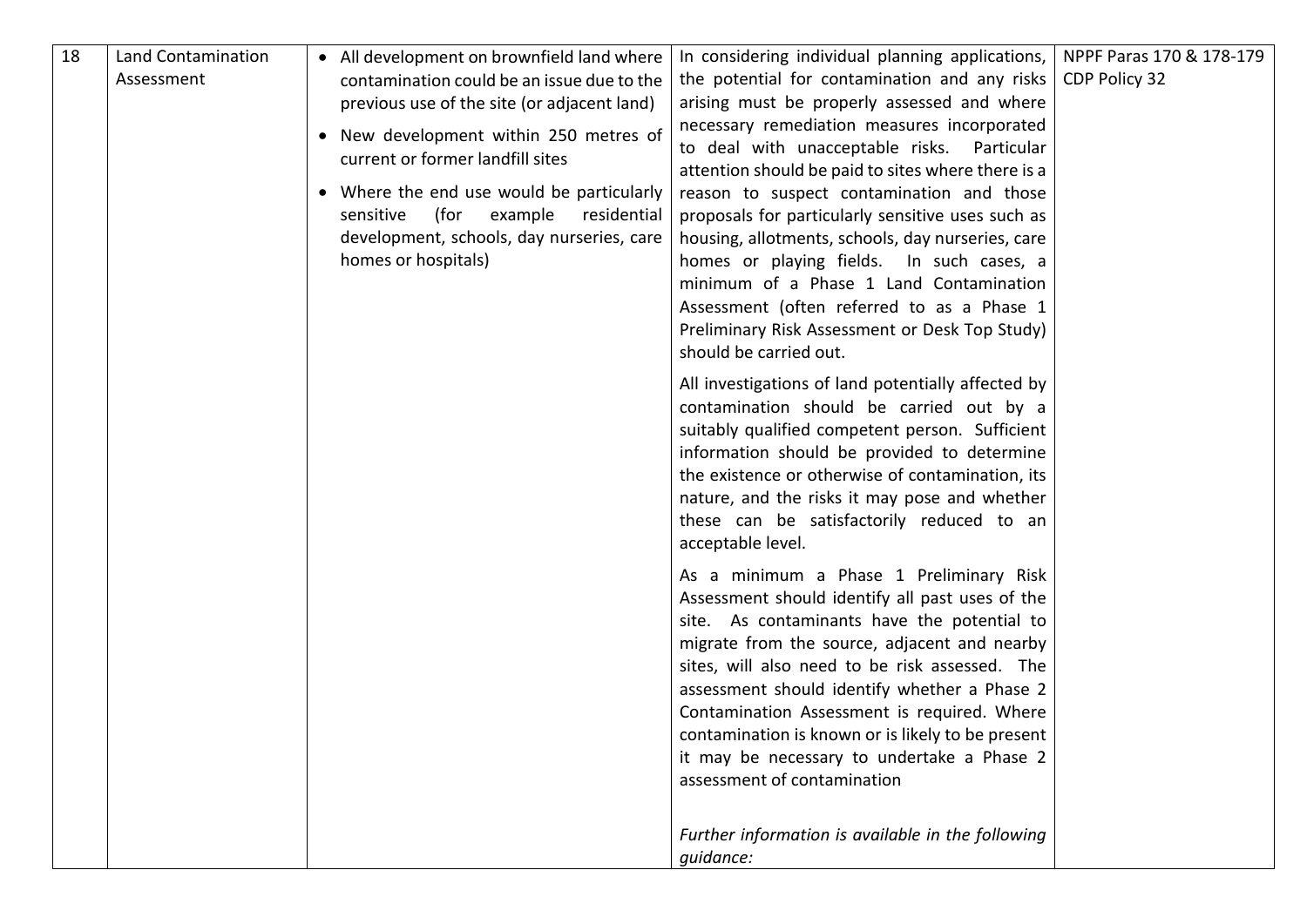| 18 | Land Contamination Assessment | • All development on brownfield land where contamination could be an issue due to the previous use of the site (or adjacent land)<br>• New development within 250 metres of current or former landfill sites<br>• Where the end use would be particularly sensitive (for example residential development, schools, day nurseries, care homes or hospitals) | In considering individual planning applications, the potential for contamination and any risks arising must be properly assessed and where necessary remediation measures incorporated to deal with unacceptable risks. Particular attention should be paid to sites where there is a reason to suspect contamination and those proposals for particularly sensitive uses such as housing, allotments, schools, day nurseries, care homes or playing fields. In such cases, a minimum of a Phase 1 Land Contamination Assessment (often referred to as a Phase 1 Preliminary Risk Assessment or Desk Top Study) should be carried out.<br><br>All investigations of land potentially affected by contamination should be carried out by a suitably qualified competent person. Sufficient information should be provided to determine the existence or otherwise of contamination, its nature, and the risks it may pose and whether these can be satisfactorily reduced to an acceptable level.<br><br>As a minimum a Phase 1 Preliminary Risk Assessment should identify all past uses of the site. As contaminants have the potential to migrate from the source, adjacent and nearby sites, will also need to be risk assessed. The assessment should identify whether a Phase 2 Contamination Assessment is required. Where contamination is known or is likely to be present it may be necessary to undertake a Phase 2 assessment of contamination<br><br>*Further information is available in the following guidance:* | NPPF Paras 170 & 178-179<br>CDP Policy 32 |
|---|---|---|---|---|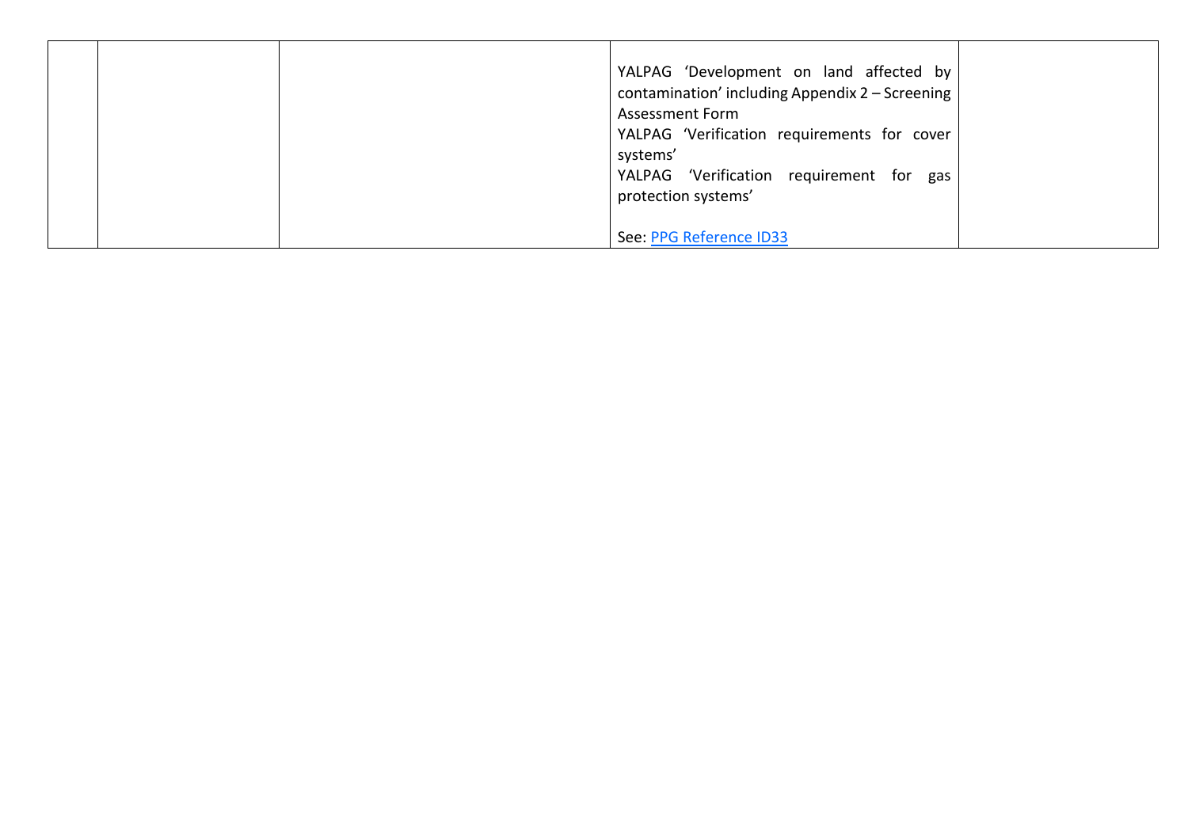|  |  |  | YALPAG 'Development on land affected by contamination' including Appendix 2 – Screening Assessment Form<br>YALPAG 'Verification requirements for cover systems'<br>YALPAG 'Verification requirement for gas protection systems'<br><br>See: [PPG Reference ID33] |  |
|---|---|---|---|---|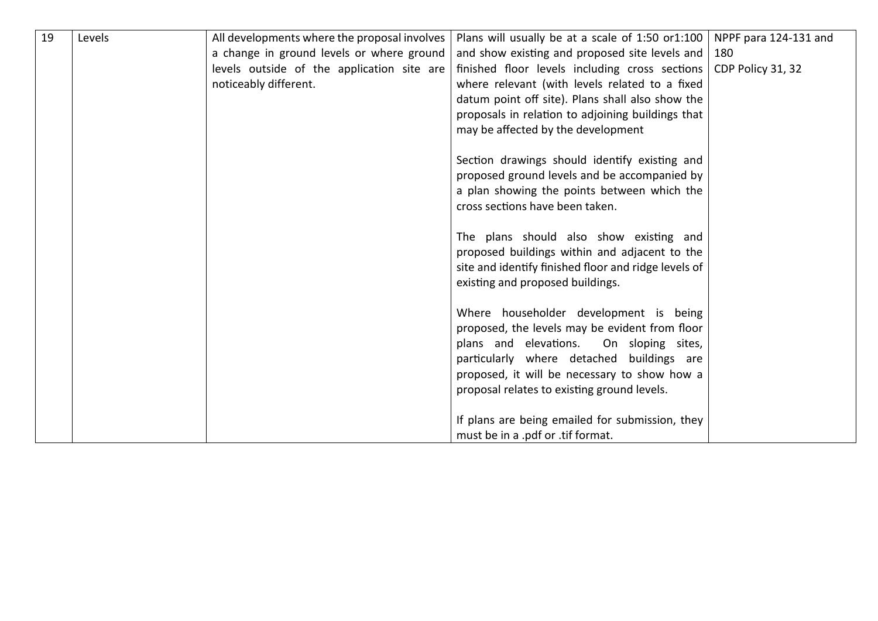| 19 | Levels | All developments where the proposal involves a change in ground levels or where ground levels outside of the application site are noticeably different. | Plans will usually be at a scale of 1:50 or1:100 and show existing and proposed site levels and finished floor levels including cross sections where relevant (with levels related to a fixed datum point off site). Plans shall also show the proposals in relation to adjoining buildings that may be affected by the development<br><br>Section drawings should identify existing and proposed ground levels and be accompanied by a plan showing the points between which the cross sections have been taken.<br><br>The plans should also show existing and proposed buildings within and adjacent to the site and identify finished floor and ridge levels of existing and proposed buildings.<br><br>Where householder development is being proposed, the levels may be evident from floor plans and elevations. On sloping sites, particularly where detached buildings are proposed, it will be necessary to show how a proposal relates to existing ground levels.<br><br>If plans are being emailed for submission, they must be in a .pdf or .tif format. | NPPF para 124-131 and 180<br>CDP Policy 31, 32 |
|---|---|---|---|---|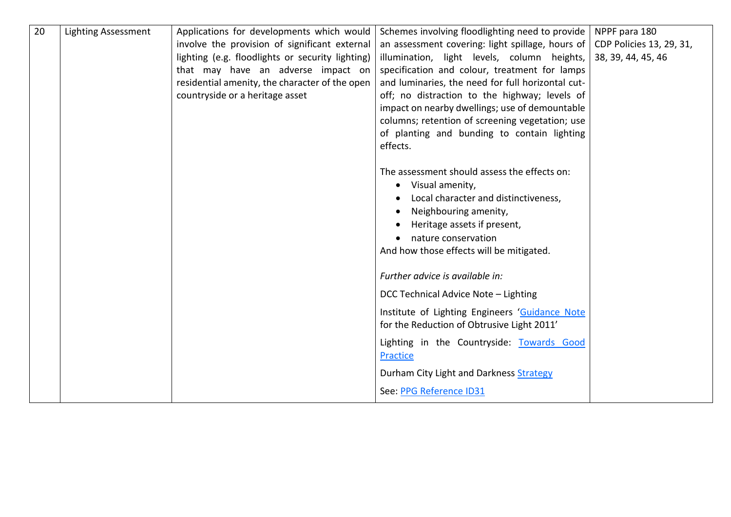| 20 | Lighting Assessment | Applications for developments which would involve the provision of significant external lighting (e.g. floodlights or security lighting) that may have an adverse impact on residential amenity, the character of the open countryside or a heritage asset | Schemes involving floodlighting need to provide an assessment covering: light spillage, hours of illumination, light levels, column heights, specification and colour, treatment for lamps and luminaries, the need for full horizontal cut-off; no distraction to the highway; levels of impact on nearby dwellings; use of demountable columns; retention of screening vegetation; use of planting and bunding to contain lighting effects.<br><br>The assessment should assess the effects on:<br>• Visual amenity,<br>• Local character and distinctiveness,<br>• Neighbouring amenity,<br>• Heritage assets if present,<br>• nature conservation<br>And how those effects will be mitigated.<br><br>*Further advice is available in:*<br><br>DCC Technical Advice Note – Lighting<br><br>Institute of Lighting Engineers 'Guidance Note for the Reduction of Obtrusive Light 2011'<br><br>Lighting in the Countryside: Towards Good Practice<br><br>Durham City Light and Darkness Strategy<br><br>See: PPG Reference ID31 | NPPF para 180<br>CDP Policies 13, 29, 31, 38, 39, 44, 45, 46 |
|---|---|---|---|---|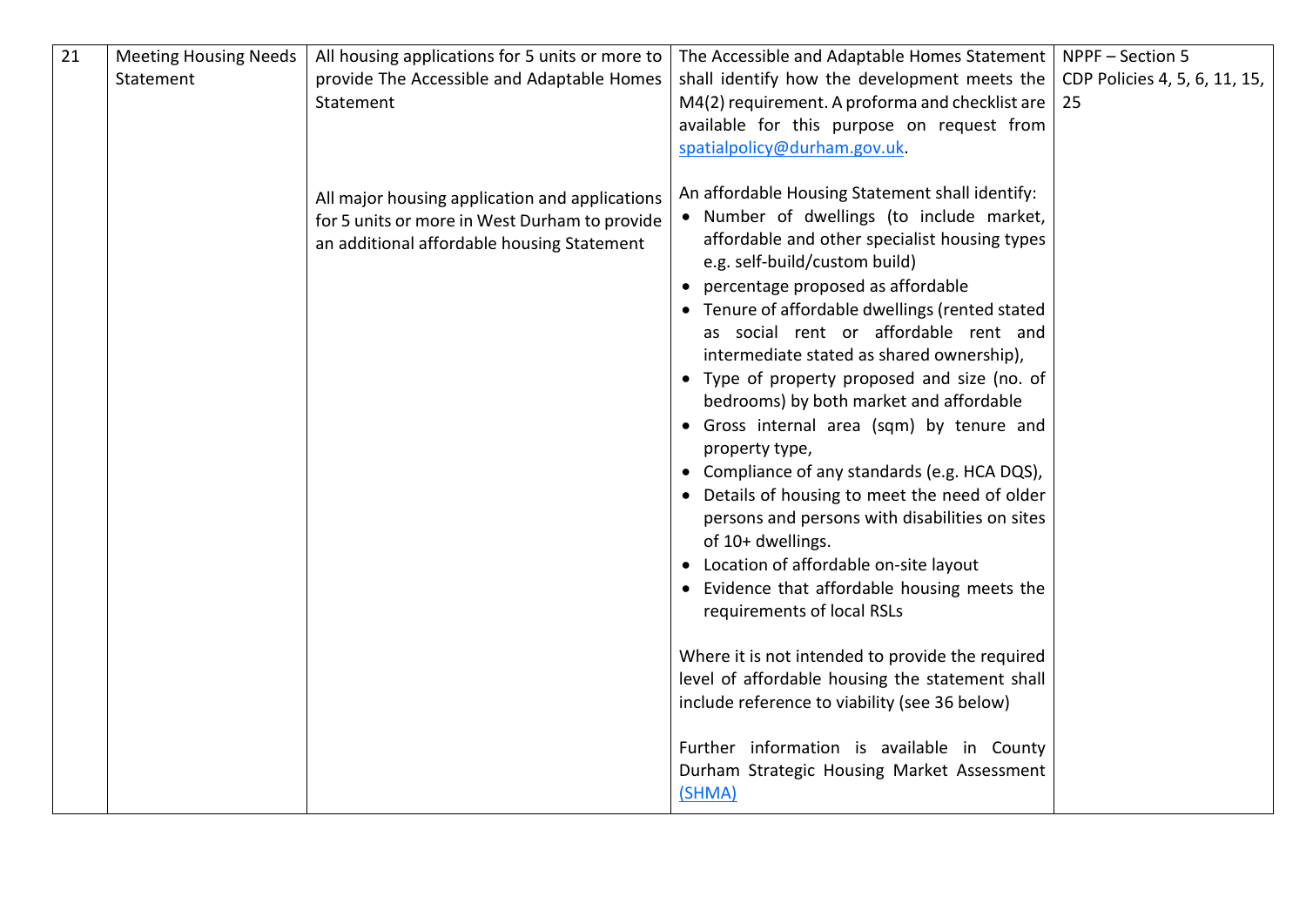| 21 | Meeting Housing Needs Statement | All housing applications for 5 units or more to provide The Accessible and Adaptable Homes Statement<br><br>All major housing application and applications for 5 units or more in West Durham to provide an additional affordable housing Statement | The Accessible and Adaptable Homes Statement shall identify how the development meets the M4(2) requirement. A proforma and checklist are available for this purpose on request from spatialpolicy@durham.gov.uk.<br><br>An affordable Housing Statement shall identify:<br>• Number of dwellings (to include market, affordable and other specialist housing types e.g. self-build/custom build)<br>• percentage proposed as affordable<br>• Tenure of affordable dwellings (rented stated as social rent or affordable rent and intermediate stated as shared ownership),<br>• Type of property proposed and size (no. of bedrooms) by both market and affordable<br>• Gross internal area (sqm) by tenure and property type,<br>• Compliance of any standards (e.g. HCA DQS),<br>• Details of housing to meet the need of older persons and persons with disabilities on sites of 10+ dwellings.<br>• Location of affordable on-site layout<br>• Evidence that affordable housing meets the requirements of local RSLs<br><br>Where it is not intended to provide the required level of affordable housing the statement shall include reference to viability (see 36 below)<br><br>Further information is available in County Durham Strategic Housing Market Assessment (SHMA) | NPPF – Section 5<br>CDP Policies 4, 5, 6, 11, 15, 25 |
|---|---|---|---|---|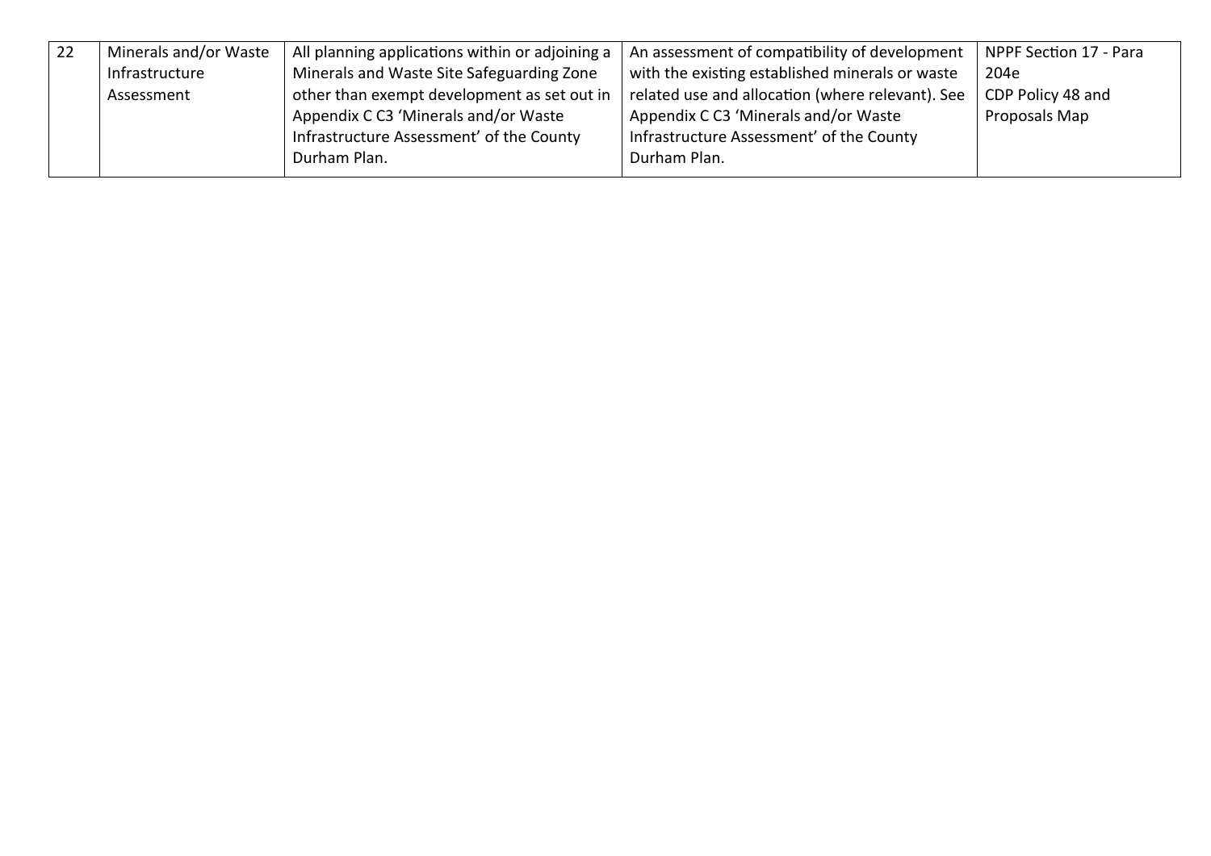| 22 | Minerals and/or Waste Infrastructure Assessment | All planning applications within or adjoining a Minerals and Waste Site Safeguarding Zone other than exempt development as set out in Appendix C C3 'Minerals and/or Waste Infrastructure Assessment' of the County Durham Plan. | An assessment of compatibility of development with the existing established minerals or waste related use and allocation (where relevant). See Appendix C C3 'Minerals and/or Waste Infrastructure Assessment' of the County Durham Plan. | NPPF Section 17 - Para 204e<br>CDP Policy 48 and Proposals Map |
|---|---|---|---|---|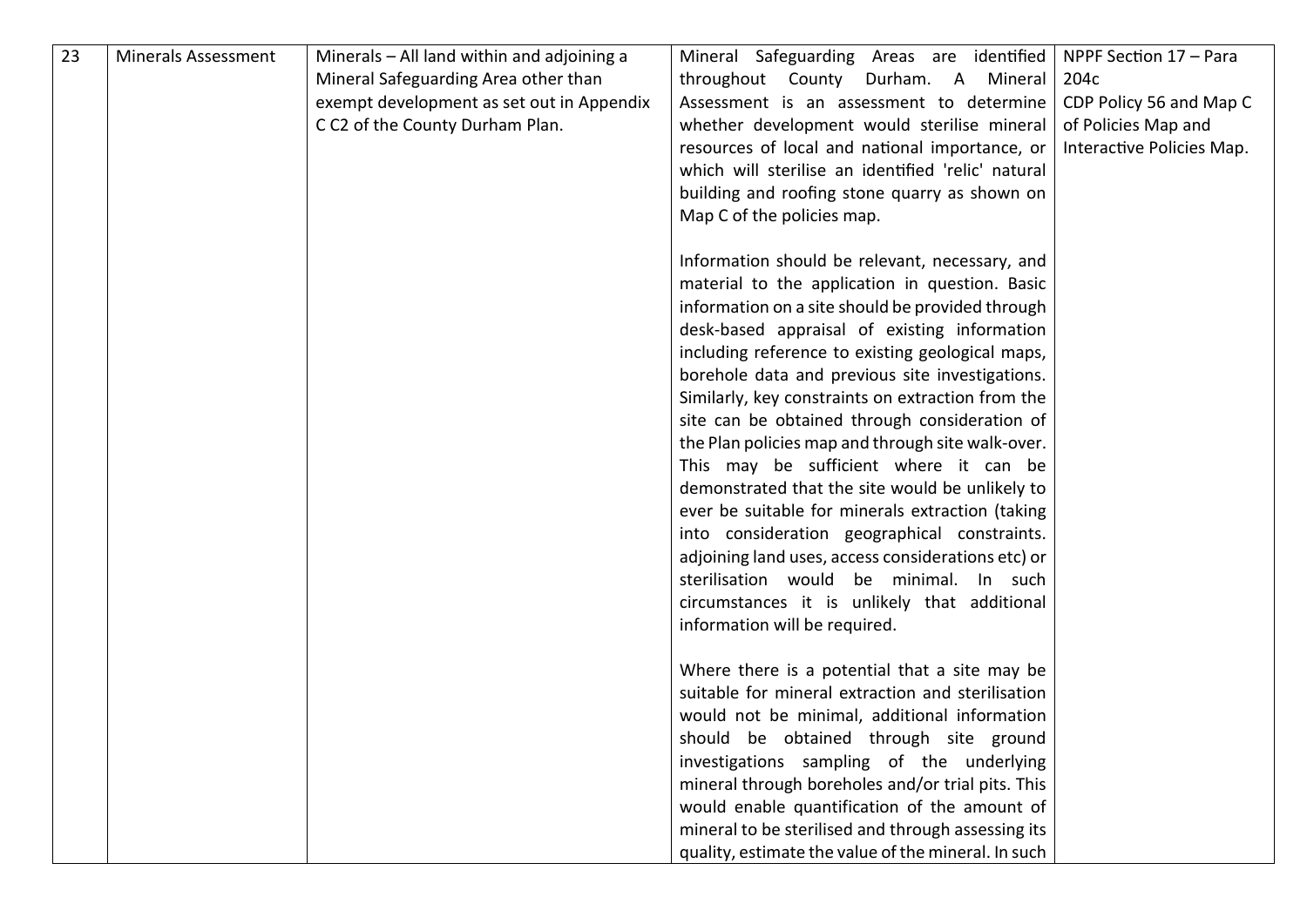| 23 | Minerals Assessment | Minerals – All land within and adjoining a Mineral Safeguarding Area other than exempt development as set out in Appendix C C2 of the County Durham Plan. | Mineral Safeguarding Areas are identified throughout County Durham. A Mineral Assessment is an assessment to determine whether development would sterilise mineral resources of local and national importance, or which will sterilise an identified 'relic' natural building and roofing stone quarry as shown on Map C of the policies map.<br><br>Information should be relevant, necessary, and material to the application in question. Basic information on a site should be provided through desk-based appraisal of existing information including reference to existing geological maps, borehole data and previous site investigations. Similarly, key constraints on extraction from the site can be obtained through consideration of the Plan policies map and through site walk-over. This may be sufficient where it can be demonstrated that the site would be unlikely to ever be suitable for minerals extraction (taking into consideration geographical constraints. adjoining land uses, access considerations etc) or sterilisation would be minimal. In such circumstances it is unlikely that additional information will be required.<br><br>Where there is a potential that a site may be suitable for mineral extraction and sterilisation would not be minimal, additional information should be obtained through site ground investigations sampling of the underlying mineral through boreholes and/or trial pits. This would enable quantification of the amount of mineral to be sterilised and through assessing its quality, estimate the value of the mineral. In such | NPPF Section 17 – Para 204c<br>CDP Policy 56 and Map C of Policies Map and Interactive Policies Map. |
|---|---|---|---|---|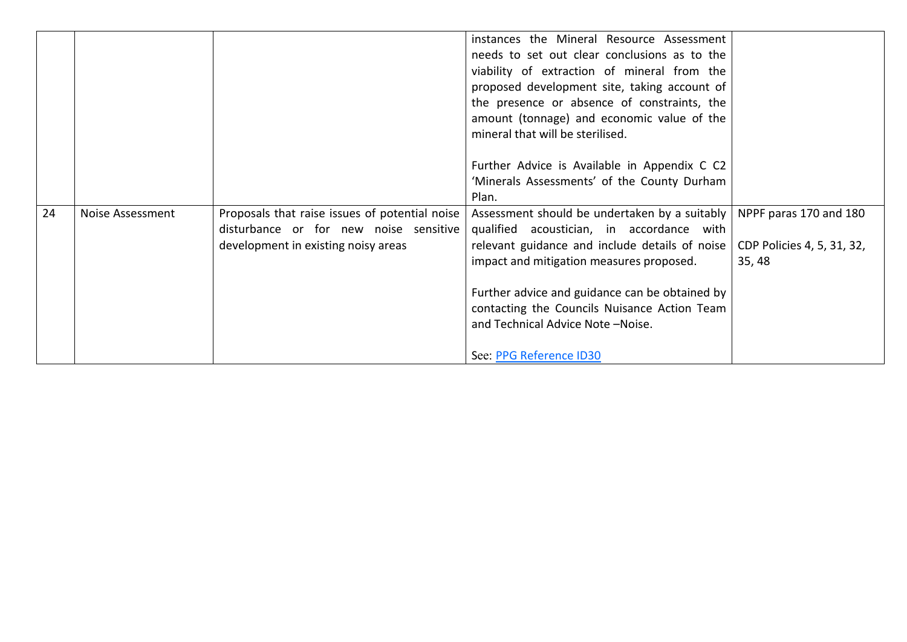| | | | | |
|---|---|---|---|---|
| | | | instances the Mineral Resource Assessment needs to set out clear conclusions as to the viability of extraction of mineral from the proposed development site, taking account of the presence or absence of constraints, the amount (tonnage) and economic value of the mineral that will be sterilised.<br><br>Further Advice is Available in Appendix C C2 'Minerals Assessments' of the County Durham Plan. | |
| 24 | Noise Assessment | Proposals that raise issues of potential noise disturbance or for new noise sensitive development in existing noisy areas | Assessment should be undertaken by a suitably qualified acoustician, in accordance with relevant guidance and include details of noise impact and mitigation measures proposed.<br><br>Further advice and guidance can be obtained by contacting the Councils Nuisance Action Team and Technical Advice Note –Noise.<br><br>See: [PPG Reference ID30]() | NPPF paras 170 and 180<br><br>CDP Policies 4, 5, 31, 32, 35, 48 |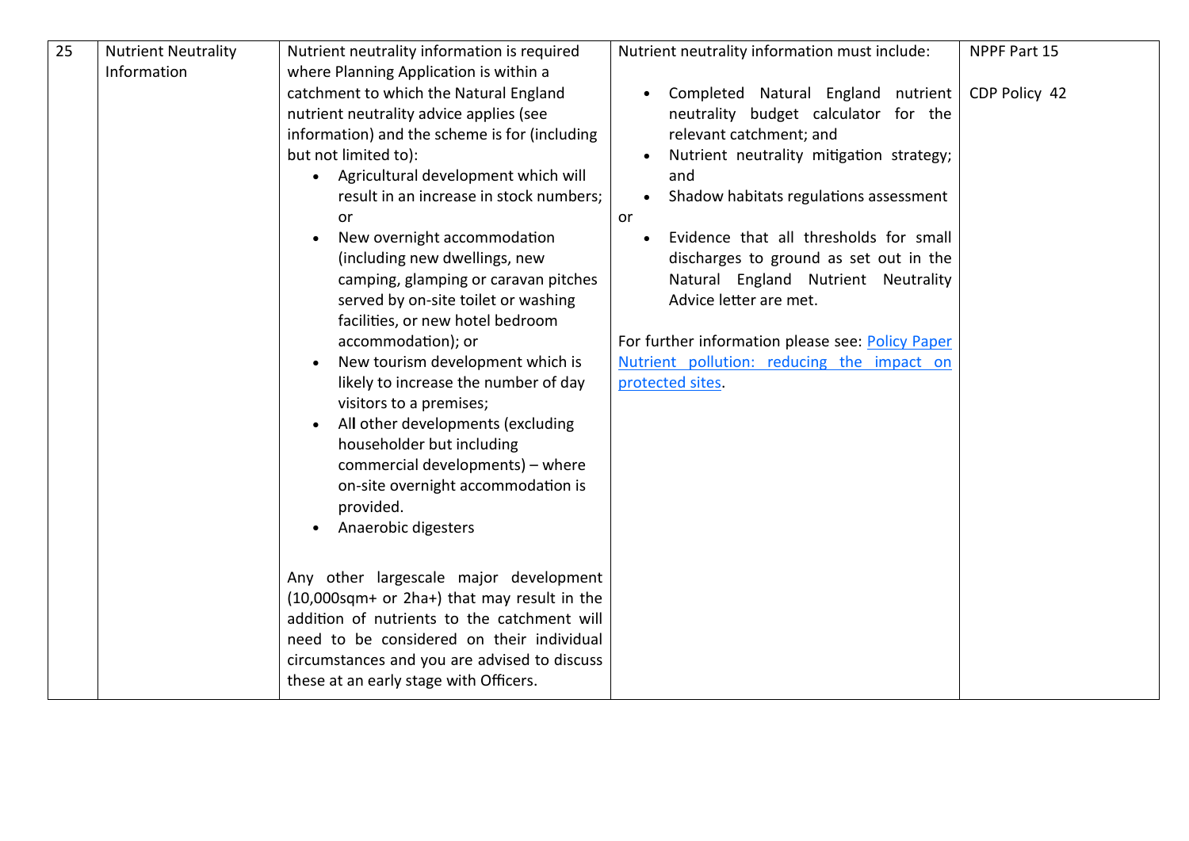| 25 | Nutrient Neutrality Information | Nutrient neutrality information is required where Planning Application is within a catchment to which the Natural England nutrient neutrality advice applies (see information) and the scheme is for (including but not limited to):<br>• Agricultural development which will result in an increase in stock numbers; or<br>• New overnight accommodation (including new dwellings, new camping, glamping or caravan pitches served by on-site toilet or washing facilities, or new hotel bedroom accommodation); or<br>• New tourism development which is likely to increase the number of day visitors to a premises;<br>• All other developments (excluding householder but including commercial developments) – where on-site overnight accommodation is provided.<br>• Anaerobic digesters<br><br>Any other largescale major development (10,000sqm+ or 2ha+) that may result in the addition of nutrients to the catchment will need to be considered on their individual circumstances and you are advised to discuss these at an early stage with Officers. | Nutrient neutrality information must include:<br><br>• Completed Natural England nutrient neutrality budget calculator for the relevant catchment; and<br>• Nutrient neutrality mitigation strategy; and<br>• Shadow habitats regulations assessment<br><br>or<br>• Evidence that all thresholds for small discharges to ground as set out in the Natural England Nutrient Neutrality Advice letter are met.<br><br>For further information please see: Policy Paper Nutrient pollution: reducing the impact on protected sites. | NPPF Part 15<br><br>CDP Policy 42 |
|---|---|---|---|---|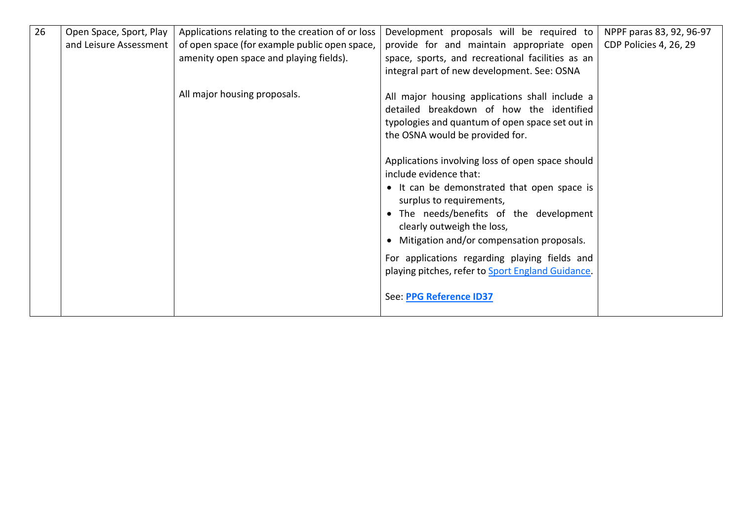| 26 | Open Space, Sport, Play and Leisure Assessment | Applications relating to the creation of or loss of open space (for example public open space, amenity open space and playing fields).<br><br>All major housing proposals. | Development proposals will be required to provide for and maintain appropriate open space, sports, and recreational facilities as an integral part of new development. See: OSNA<br><br>All major housing applications shall include a detailed breakdown of how the identified typologies and quantum of open space set out in the OSNA would be provided for.<br><br>Applications involving loss of open space should include evidence that:<br>• It can be demonstrated that open space is surplus to requirements,<br>• The needs/benefits of the development clearly outweigh the loss,<br>• Mitigation and/or compensation proposals.<br><br>For applications regarding playing fields and playing pitches, refer to Sport England Guidance.<br><br>See: **PPG Reference ID37** | NPPF paras 83, 92, 96-97<br>CDP Policies 4, 26, 29 |
|---|---|---|---|---|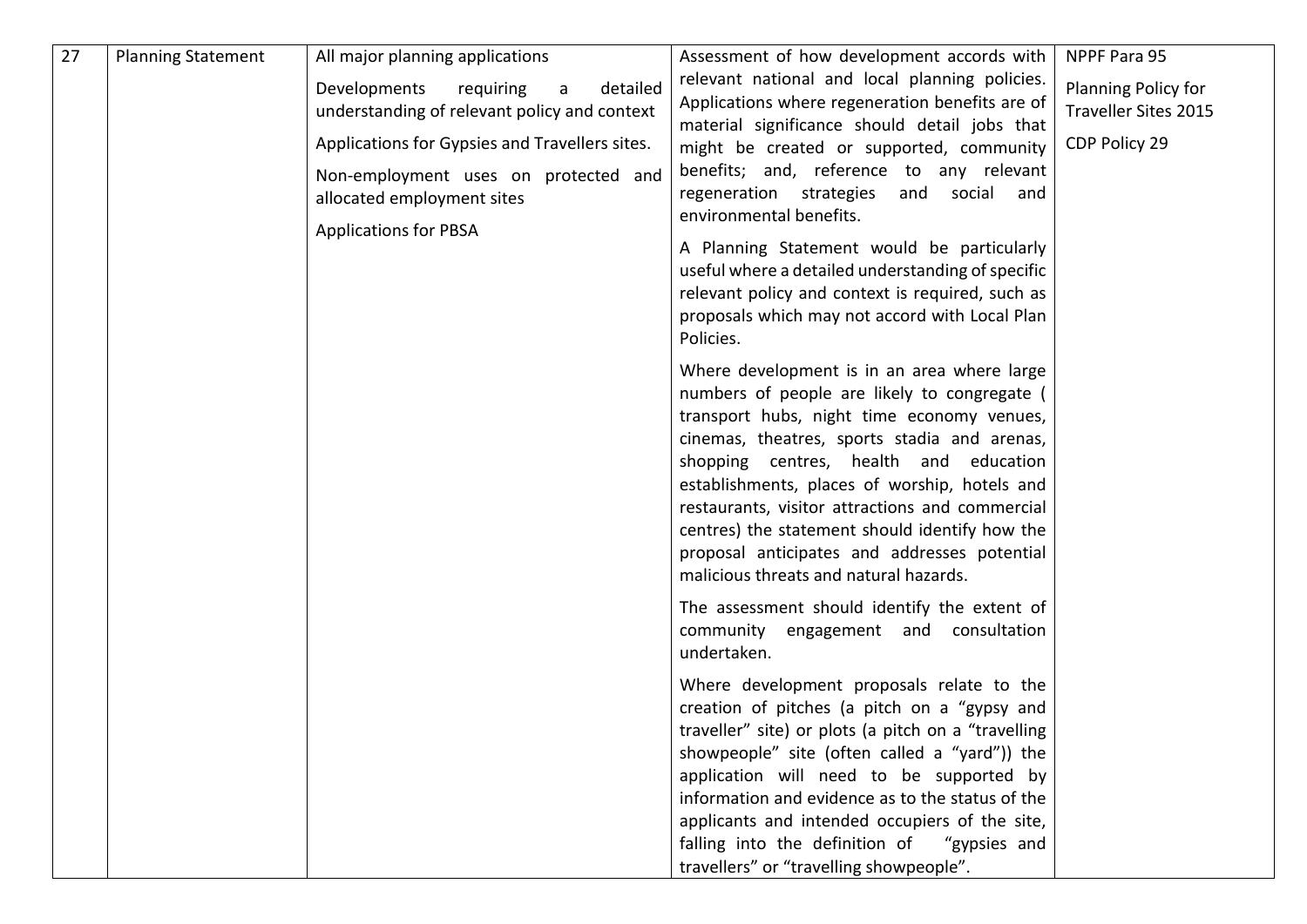| 27 | Planning Statement | All major planning applications<br><br>Developments requiring a detailed understanding of relevant policy and context<br><br>Applications for Gypsies and Travellers sites.<br><br>Non-employment uses on protected and allocated employment sites<br><br>Applications for PBSA | Assessment of how development accords with relevant national and local planning policies. Applications where regeneration benefits are of material significance should detail jobs that might be created or supported, community benefits; and, reference to any relevant regeneration strategies and social and environmental benefits.<br><br>A Planning Statement would be particularly useful where a detailed understanding of specific relevant policy and context is required, such as proposals which may not accord with Local Plan Policies.<br><br>Where development is in an area where large numbers of people are likely to congregate ( transport hubs, night time economy venues, cinemas, theatres, sports stadia and arenas, shopping centres, health and education establishments, places of worship, hotels and restaurants, visitor attractions and commercial centres) the statement should identify how the proposal anticipates and addresses potential malicious threats and natural hazards.<br><br>The assessment should identify the extent of community engagement and consultation undertaken.<br><br>Where development proposals relate to the creation of pitches (a pitch on a "gypsy and traveller" site) or plots (a pitch on a "travelling showpeople" site (often called a "yard")) the application will need to be supported by information and evidence as to the status of the applicants and intended occupiers of the site, falling into the definition of "gypsies and travellers" or "travelling showpeople". | NPPF Para 95<br><br>Planning Policy for Traveller Sites 2015<br><br>CDP Policy 29 |
|---|---|---|---|---|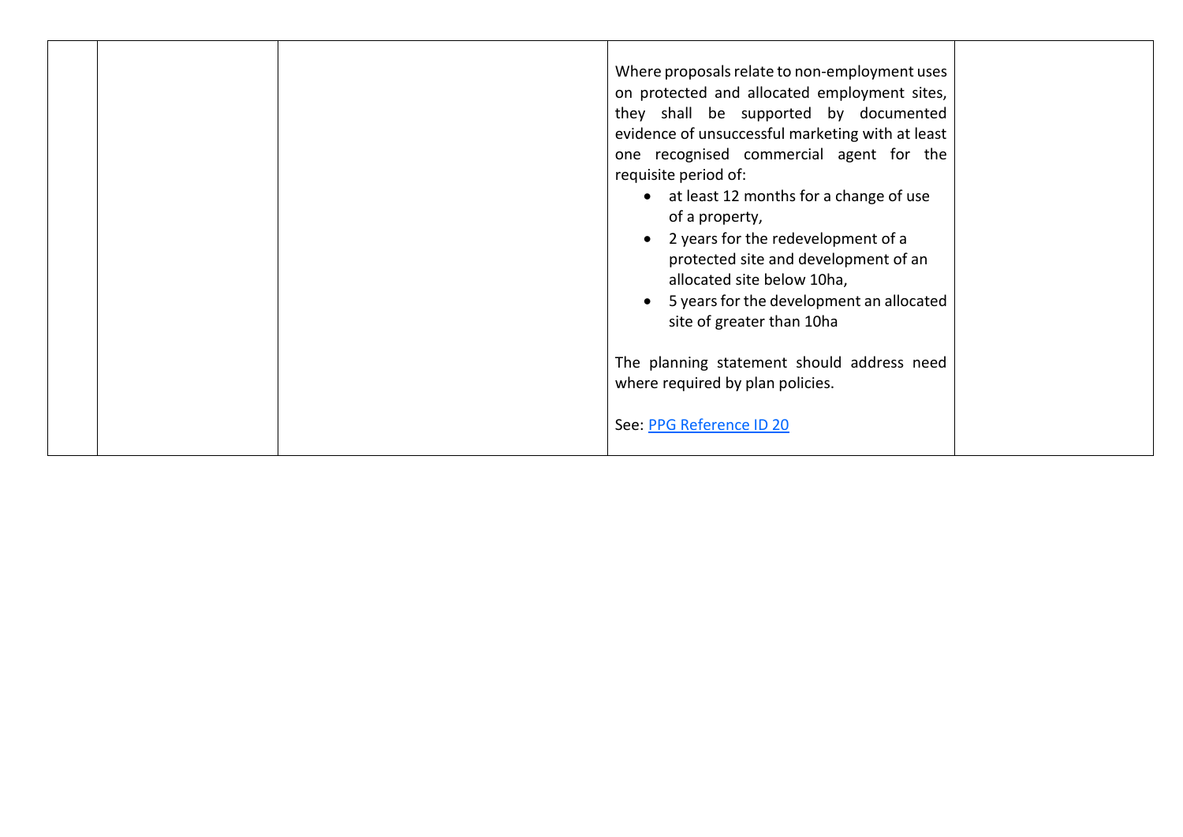| | | | | |
|---|---|---|---|---|
| | | | Where proposals relate to non-employment uses on protected and allocated employment sites, they shall be supported by documented evidence of unsuccessful marketing with at least one recognised commercial agent for the requisite period of:<br>• at least 12 months for a change of use of a property,<br>• 2 years for the redevelopment of a protected site and development of an allocated site below 10ha,<br>• 5 years for the development an allocated site of greater than 10ha<br><br>The planning statement should address need where required by plan policies.<br><br>See: PPG Reference ID 20 | |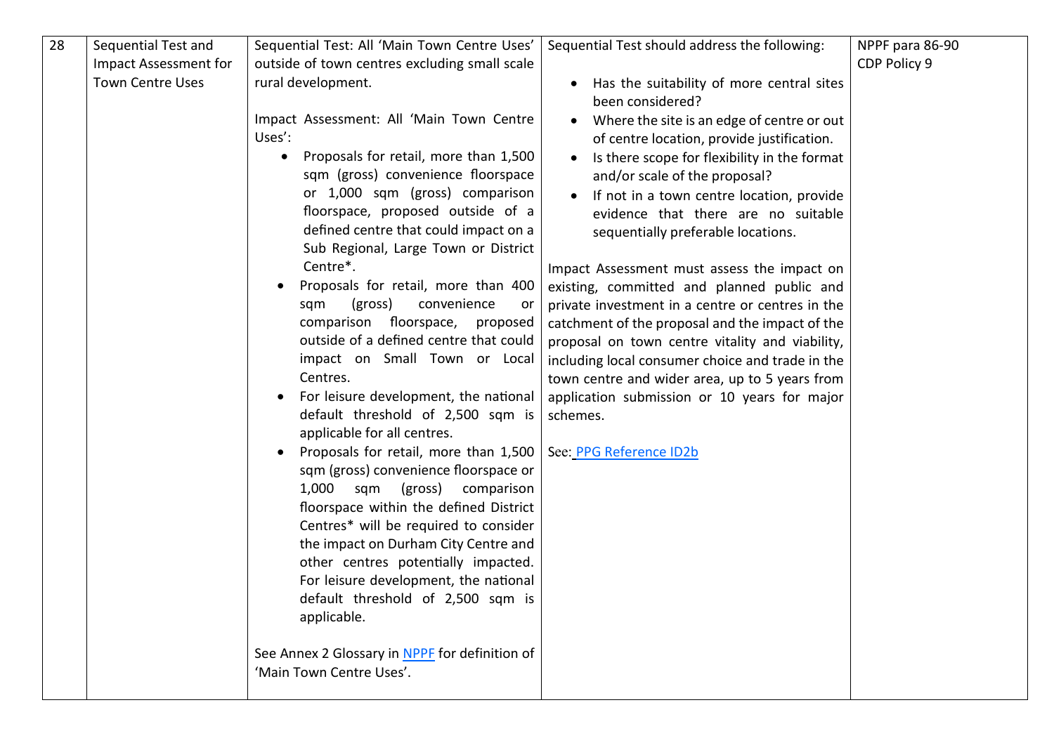| | | | | |
|---|---|---|---|---|
| 28 | Sequential Test and Impact Assessment for Town Centre Uses | Sequential Test: All 'Main Town Centre Uses' outside of town centres excluding small scale rural development.<br><br>Impact Assessment: All 'Main Town Centre Uses':<br>• Proposals for retail, more than 1,500 sqm (gross) convenience floorspace or 1,000 sqm (gross) comparison floorspace, proposed outside of a defined centre that could impact on a Sub Regional, Large Town or District Centre*.<br>• Proposals for retail, more than 400 sqm (gross) convenience or comparison floorspace, proposed outside of a defined centre that could impact on Small Town or Local Centres.<br>• For leisure development, the national default threshold of 2,500 sqm is applicable for all centres.<br>• Proposals for retail, more than 1,500 sqm (gross) convenience floorspace or 1,000 sqm (gross) comparison floorspace within the defined District Centres* will be required to consider the impact on Durham City Centre and other centres potentially impacted. For leisure development, the national default threshold of 2,500 sqm is applicable.<br><br>See Annex 2 Glossary in NPPF for definition of 'Main Town Centre Uses'. | Sequential Test should address the following:<br><br>• Has the suitability of more central sites been considered?<br>• Where the site is an edge of centre or out of centre location, provide justification.<br>• Is there scope for flexibility in the format and/or scale of the proposal?<br>• If not in a town centre location, provide evidence that there are no suitable sequentially preferable locations.<br><br>Impact Assessment must assess the impact on existing, committed and planned public and private investment in a centre or centres in the catchment of the proposal and the impact of the proposal on town centre vitality and viability, including local consumer choice and trade in the town centre and wider area, up to 5 years from application submission or 10 years for major schemes.<br><br>See: PPG Reference ID2b | NPPF para 86-90<br>CDP Policy 9 |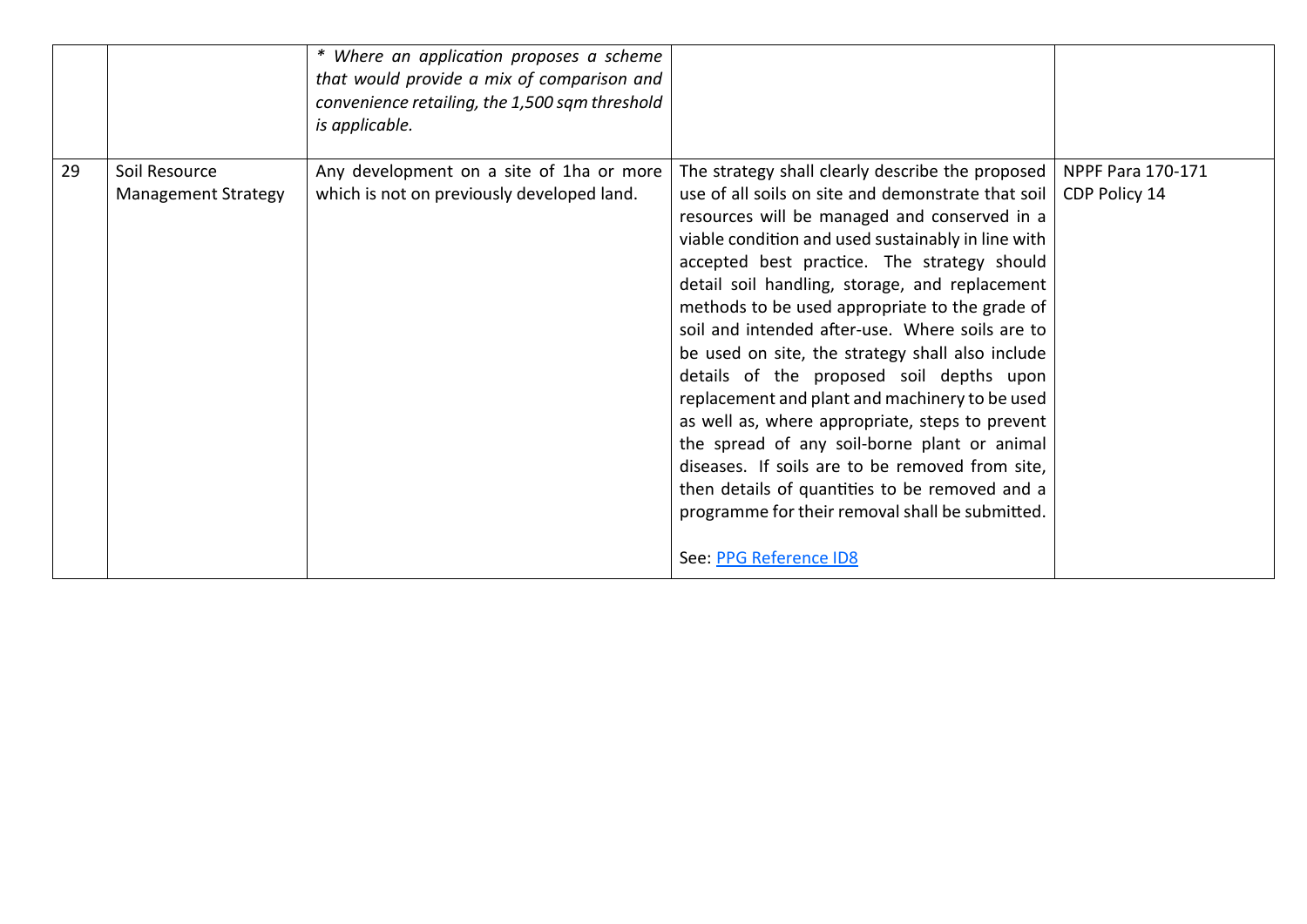| | | | | |
|---|---|---|---|---|
| | | *\* Where an application proposes a scheme that would provide a mix of comparison and convenience retailing, the 1,500 sqm threshold is applicable.* | | |
| 29 | Soil Resource Management Strategy | Any development on a site of 1ha or more which is not on previously developed land. | The strategy shall clearly describe the proposed use of all soils on site and demonstrate that soil resources will be managed and conserved in a viable condition and used sustainably in line with accepted best practice. The strategy should detail soil handling, storage, and replacement methods to be used appropriate to the grade of soil and intended after-use. Where soils are to be used on site, the strategy shall also include details of the proposed soil depths upon replacement and plant and machinery to be used as well as, where appropriate, steps to prevent the spread of any soil-borne plant or animal diseases. If soils are to be removed from site, then details of quantities to be removed and a programme for their removal shall be submitted.<br><br>See: PPG Reference ID8 | NPPF Para 170-171<br>CDP Policy 14 |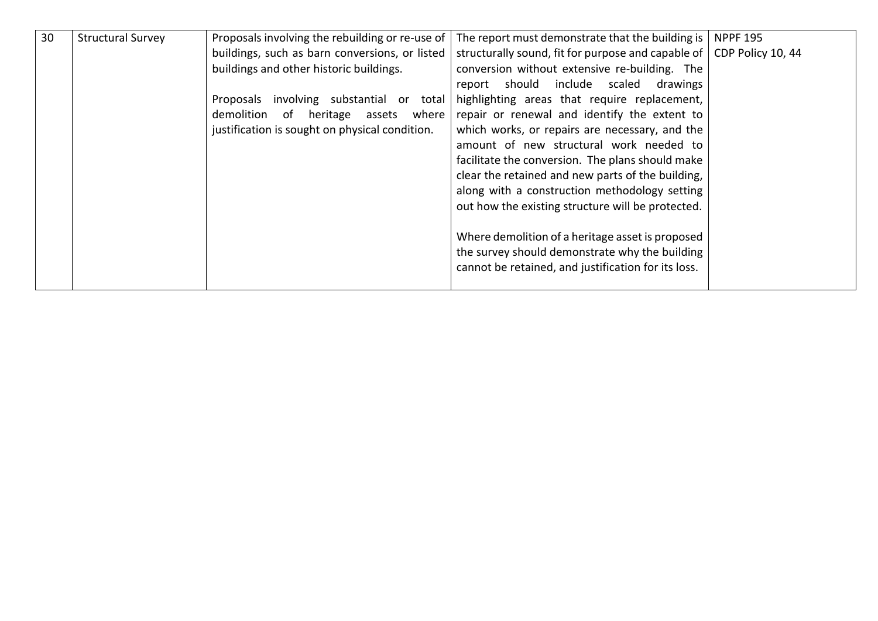| 30 | Structural Survey | Proposals involving the rebuilding or re-use of buildings, such as barn conversions, or listed buildings and other historic buildings.<br><br>Proposals involving substantial or total demolition of heritage assets where justification is sought on physical condition. | The report must demonstrate that the building is structurally sound, fit for purpose and capable of conversion without extensive re-building. The report should include scaled drawings highlighting areas that require replacement, repair or renewal and identify the extent to which works, or repairs are necessary, and the amount of new structural work needed to facilitate the conversion. The plans should make clear the retained and new parts of the building, along with a construction methodology setting out how the existing structure will be protected.<br><br>Where demolition of a heritage asset is proposed the survey should demonstrate why the building cannot be retained, and justification for its loss. | NPPF 195<br>CDP Policy 10, 44 |
|---|---|---|---|---|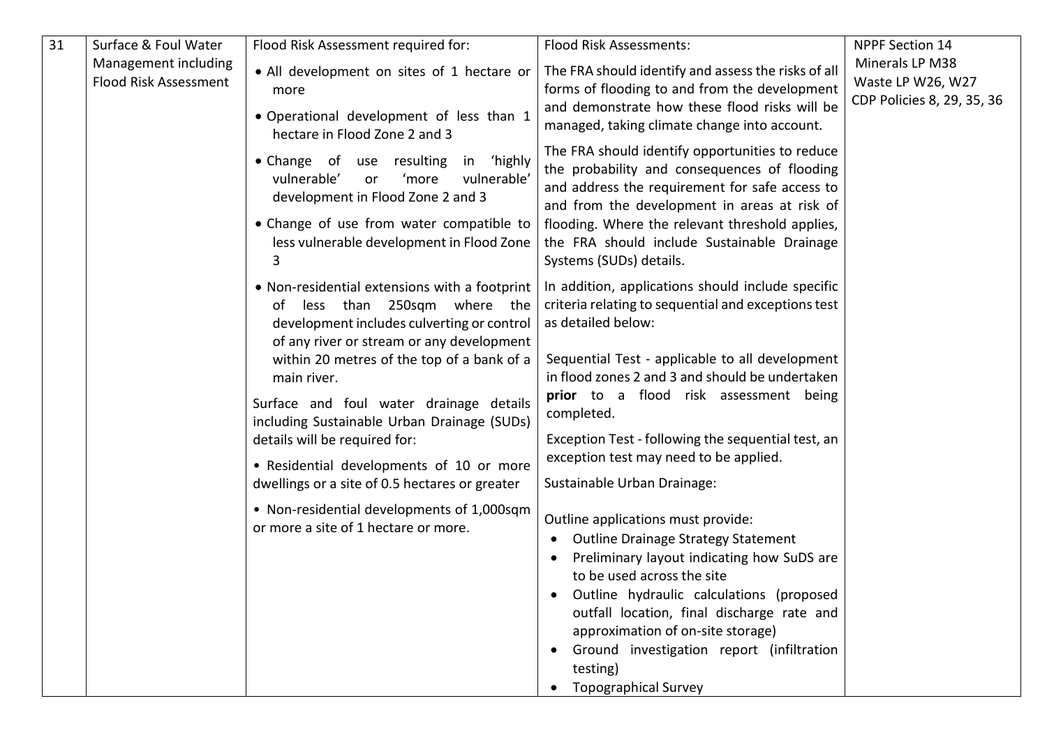| 31 | Surface & Foul Water Management including Flood Risk Assessment | Flood Risk Assessment required for:<br>• All development on sites of 1 hectare or more<br>• Operational development of less than 1 hectare in Flood Zone 2 and 3<br>• Change of use resulting in 'highly vulnerable' or 'more vulnerable' development in Flood Zone 2 and 3<br>• Change of use from water compatible to less vulnerable development in Flood Zone 3<br>• Non-residential extensions with a footprint of less than 250sqm where the development includes culverting or control of any river or stream or any development within 20 metres of the top of a bank of a main river.<br>Surface and foul water drainage details including Sustainable Urban Drainage (SUDs) details will be required for:<br>• Residential developments of 10 or more dwellings or a site of 0.5 hectares or greater<br>• Non-residential developments of 1,000sqm or more a site of 1 hectare or more. | Flood Risk Assessments:<br>The FRA should identify and assess the risks of all forms of flooding to and from the development and demonstrate how these flood risks will be managed, taking climate change into account.<br>The FRA should identify opportunities to reduce the probability and consequences of flooding and address the requirement for safe access to and from the development in areas at risk of flooding. Where the relevant threshold applies, the FRA should include Sustainable Drainage Systems (SUDs) details.<br>In addition, applications should include specific criteria relating to sequential and exceptions test as detailed below:<br>Sequential Test - applicable to all development in flood zones 2 and 3 and should be undertaken **prior** to a flood risk assessment being completed.<br>Exception Test - following the sequential test, an exception test may need to be applied.<br>Sustainable Urban Drainage:<br>Outline applications must provide:<br>• Outline Drainage Strategy Statement<br>• Preliminary layout indicating how SuDS are to be used across the site<br>• Outline hydraulic calculations (proposed outfall location, final discharge rate and approximation of on-site storage)<br>• Ground investigation report (infiltration testing)<br>• Topographical Survey | NPPF Section 14<br>Minerals LP M38<br>Waste LP W26, W27<br>CDP Policies 8, 29, 35, 36 |
|---|---|---|---|---|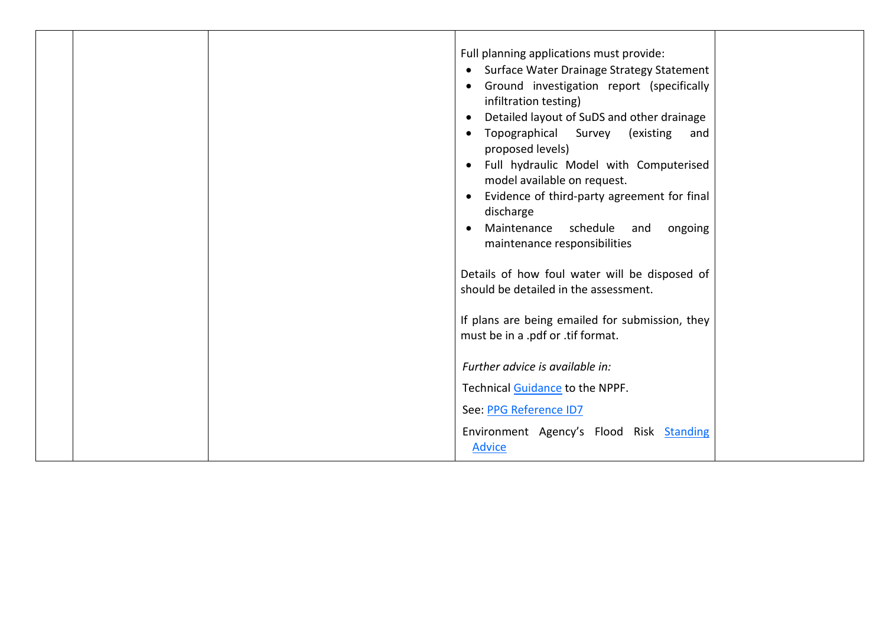| | | | | |
|---|---|---|---|---|
| | | | Full planning applications must provide:<br>• Surface Water Drainage Strategy Statement<br>• Ground investigation report (specifically infiltration testing)<br>• Detailed layout of SuDS and other drainage<br>• Topographical Survey (existing and proposed levels)<br>• Full hydraulic Model with Computerised model available on request.<br>• Evidence of third-party agreement for final discharge<br>• Maintenance schedule and ongoing maintenance responsibilities<br><br>Details of how foul water will be disposed of should be detailed in the assessment.<br><br>If plans are being emailed for submission, they must be in a .pdf or .tif format.<br><br>*Further advice is available in:*<br><br>Technical Guidance to the NPPF.<br><br>See: PPG Reference ID7<br><br>Environment Agency's Flood Risk Standing Advice | |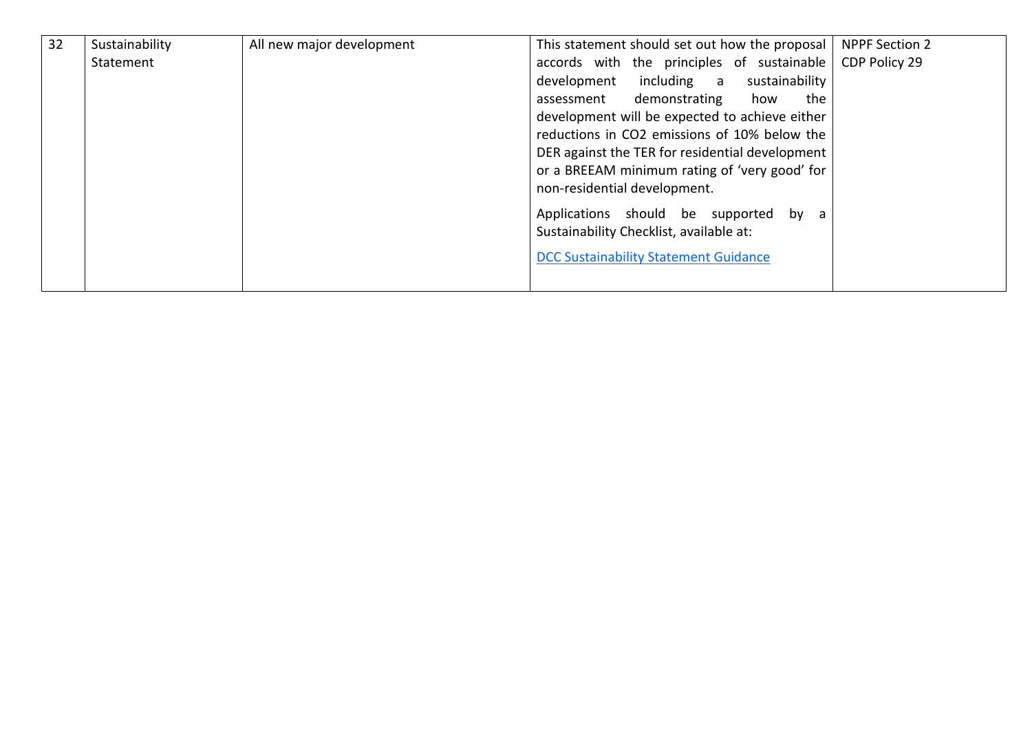| 32 | Sustainability Statement | All new major development | This statement should set out how the proposal accords with the principles of sustainable development including a sustainability assessment demonstrating how the development will be expected to achieve either reductions in $CO_2$ emissions of 10% below the DER against the TER for residential development or a BREEAM minimum rating of 'very good' for non-residential development.<br><br>Applications should be supported by a Sustainability Checklist, available at:<br><br>DCC Sustainability Statement Guidance | NPPF Section 2<br>CDP Policy 29 |
|---|---|---|---|---|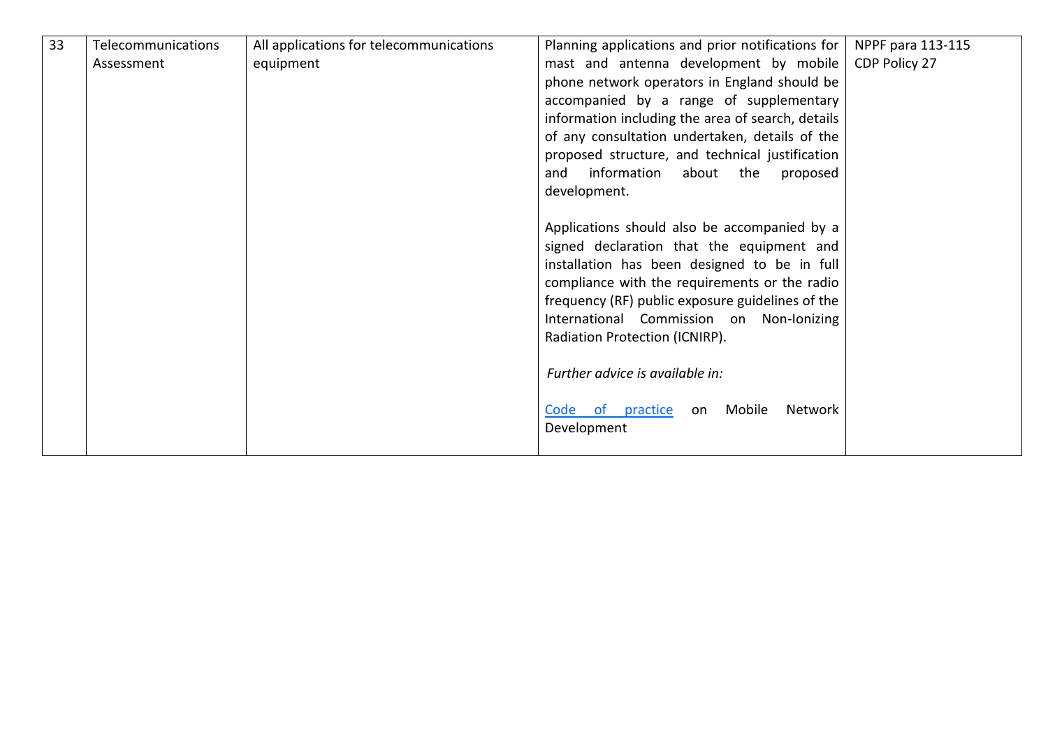| 33 | Telecommunications Assessment | All applications for telecommunications equipment | Planning applications and prior notifications for mast and antenna development by mobile phone network operators in England should be accompanied by a range of supplementary information including the area of search, details of any consultation undertaken, details of the proposed structure, and technical justification and information about the proposed development.<br><br>Applications should also be accompanied by a signed declaration that the equipment and installation has been designed to be in full compliance with the requirements or the radio frequency (RF) public exposure guidelines of the International Commission on Non-Ionizing Radiation Protection (ICNIRP).<br><br>*Further advice is available in:*<br><br>Code of practice on Mobile Network Development | NPPF para 113-115<br>CDP Policy 27 |
|---|---|---|---|---|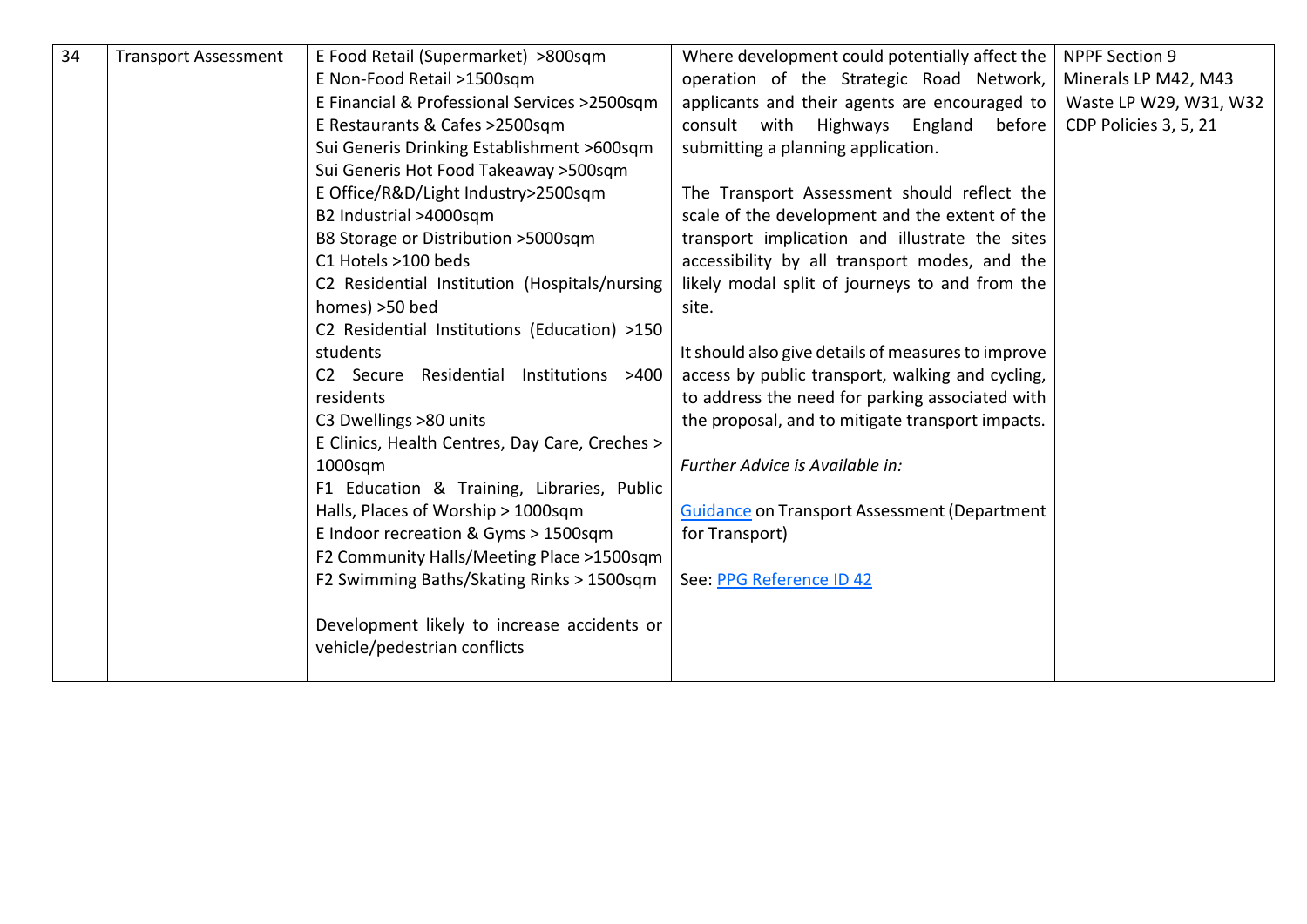| 34 | Transport Assessment | E Food Retail (Supermarket) >800sqm<br>E Non-Food Retail >1500sqm<br>E Financial & Professional Services >2500sqm<br>E Restaurants & Cafes >2500sqm<br>Sui Generis Drinking Establishment >600sqm<br>Sui Generis Hot Food Takeaway >500sqm<br>E Office/R&D/Light Industry>2500sqm<br>B2 Industrial >4000sqm<br>B8 Storage or Distribution >5000sqm<br>C1 Hotels >100 beds<br>C2 Residential Institution (Hospitals/nursing homes) >50 bed<br>C2 Residential Institutions (Education) >150 students<br>C2 Secure Residential Institutions >400 residents<br>C3 Dwellings >80 units<br>E Clinics, Health Centres, Day Care, Creches > 1000sqm<br>F1 Education & Training, Libraries, Public Halls, Places of Worship > 1000sqm<br>E Indoor recreation & Gyms > 1500sqm<br>F2 Community Halls/Meeting Place >1500sqm<br>F2 Swimming Baths/Skating Rinks > 1500sqm<br><br>Development likely to increase accidents or vehicle/pedestrian conflicts | Where development could potentially affect the operation of the Strategic Road Network, applicants and their agents are encouraged to consult with Highways England before submitting a planning application.<br><br>The Transport Assessment should reflect the scale of the development and the extent of the transport implication and illustrate the sites accessibility by all transport modes, and the likely modal split of journeys to and from the site.<br><br>It should also give details of measures to improve access by public transport, walking and cycling, to address the need for parking associated with the proposal, and to mitigate transport impacts.<br><br>*Further Advice is Available in:*<br><br>Guidance on Transport Assessment (Department for Transport)<br><br>See: PPG Reference ID 42 | NPPF Section 9<br>Minerals LP M42, M43<br>Waste LP W29, W31, W32<br>CDP Policies 3, 5, 21 |
|---|---|---|---|---|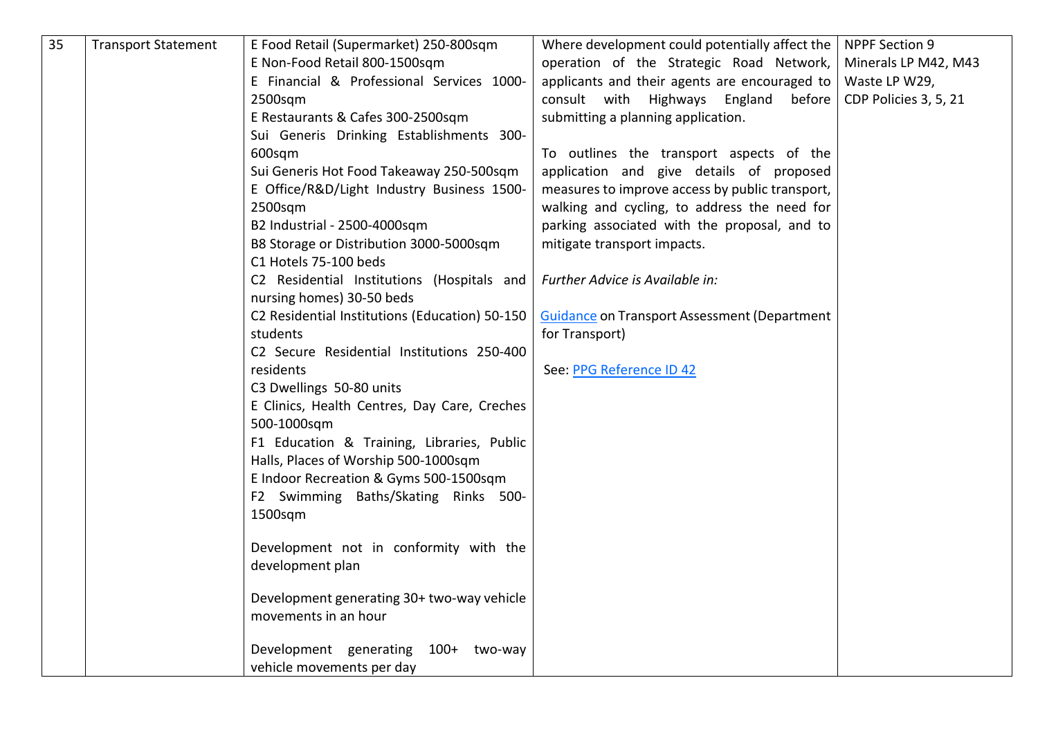| 35 | Transport Statement | E Food Retail (Supermarket) 250-800sqm<br>E Non-Food Retail 800-1500sqm<br>E Financial & Professional Services 1000-2500sqm<br>E Restaurants & Cafes 300-2500sqm<br>Sui Generis Drinking Establishments 300-600sqm<br>Sui Generis Hot Food Takeaway 250-500sqm<br>E Office/R&D/Light Industry Business 1500-2500sqm<br>B2 Industrial - 2500-4000sqm<br>B8 Storage or Distribution 3000-5000sqm<br>C1 Hotels 75-100 beds<br>C2 Residential Institutions (Hospitals and nursing homes) 30-50 beds<br>C2 Residential Institutions (Education) 50-150 students<br>C2 Secure Residential Institutions 250-400 residents<br>C3 Dwellings 50-80 units<br>E Clinics, Health Centres, Day Care, Creches 500-1000sqm<br>F1 Education & Training, Libraries, Public Halls, Places of Worship 500-1000sqm<br>E Indoor Recreation & Gyms 500-1500sqm<br>F2 Swimming Baths/Skating Rinks 500-1500sqm<br><br>Development not in conformity with the development plan<br><br>Development generating 30+ two-way vehicle movements in an hour<br><br>Development generating 100+ two-way vehicle movements per day | Where development could potentially affect the operation of the Strategic Road Network, applicants and their agents are encouraged to consult with Highways England before submitting a planning application.<br><br>To outlines the transport aspects of the application and give details of proposed measures to improve access by public transport, walking and cycling, to address the need for parking associated with the proposal, and to mitigate transport impacts.<br><br>*Further Advice is Available in:*<br><br>Guidance on Transport Assessment (Department for Transport)<br><br>See: PPG Reference ID 42 | NPPF Section 9<br>Minerals LP M42, M43<br>Waste LP W29,<br>CDP Policies 3, 5, 21 |
|---|---|---|---|---|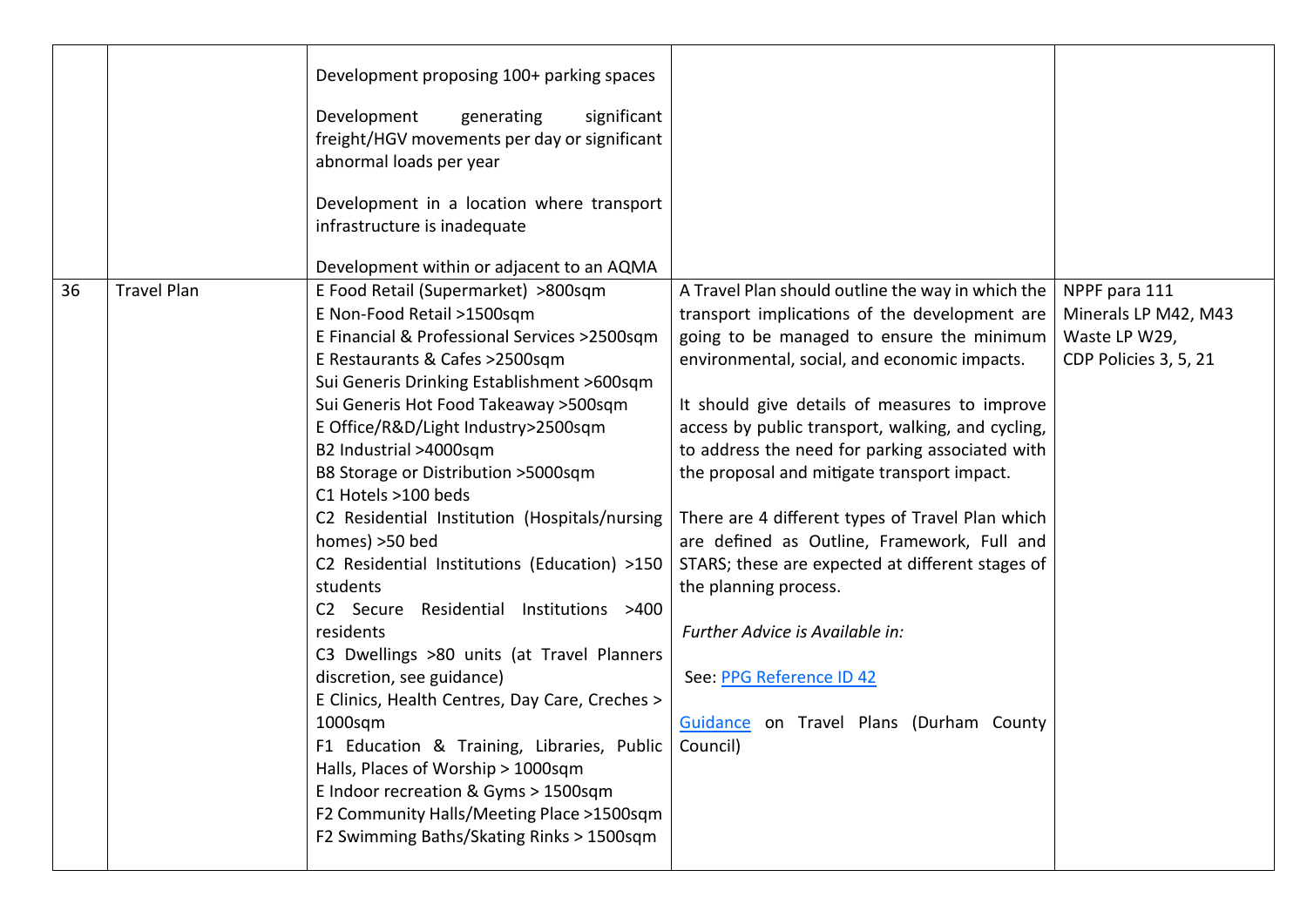| | | | | |
|---|---|---|---|---|
| | | Development proposing 100+ parking spaces<br><br>Development generating significant freight/HGV movements per day or significant abnormal loads per year<br><br>Development in a location where transport infrastructure is inadequate<br><br>Development within or adjacent to an AQMA | | |
| 36 | Travel Plan | E Food Retail (Supermarket) >800sqm<br>E Non-Food Retail >1500sqm<br>E Financial & Professional Services >2500sqm<br>E Restaurants & Cafes >2500sqm<br>Sui Generis Drinking Establishment >600sqm<br>Sui Generis Hot Food Takeaway >500sqm<br>E Office/R&D/Light Industry>2500sqm<br>B2 Industrial >4000sqm<br>B8 Storage or Distribution >5000sqm<br>C1 Hotels >100 beds<br>C2 Residential Institution (Hospitals/nursing homes) >50 bed<br>C2 Residential Institutions (Education) >150 students<br>C2 Secure Residential Institutions >400 residents<br>C3 Dwellings >80 units (at Travel Planners discretion, see guidance)<br>E Clinics, Health Centres, Day Care, Creches > 1000sqm<br>F1 Education & Training, Libraries, Public Halls, Places of Worship > 1000sqm<br>E Indoor recreation & Gyms > 1500sqm<br>F2 Community Halls/Meeting Place >1500sqm<br>F2 Swimming Baths/Skating Rinks > 1500sqm | A Travel Plan should outline the way in which the transport implications of the development are going to be managed to ensure the minimum environmental, social, and economic impacts.<br><br>It should give details of measures to improve access by public transport, walking, and cycling, to address the need for parking associated with the proposal and mitigate transport impact.<br><br>There are 4 different types of Travel Plan which are defined as Outline, Framework, Full and STARS; these are expected at different stages of the planning process.<br><br>*Further Advice is Available in:*<br><br>See: PPG Reference ID 42<br><br>Guidance on Travel Plans (Durham County Council) | NPPF para 111<br>Minerals LP M42, M43<br>Waste LP W29,<br>CDP Policies 3, 5, 21 |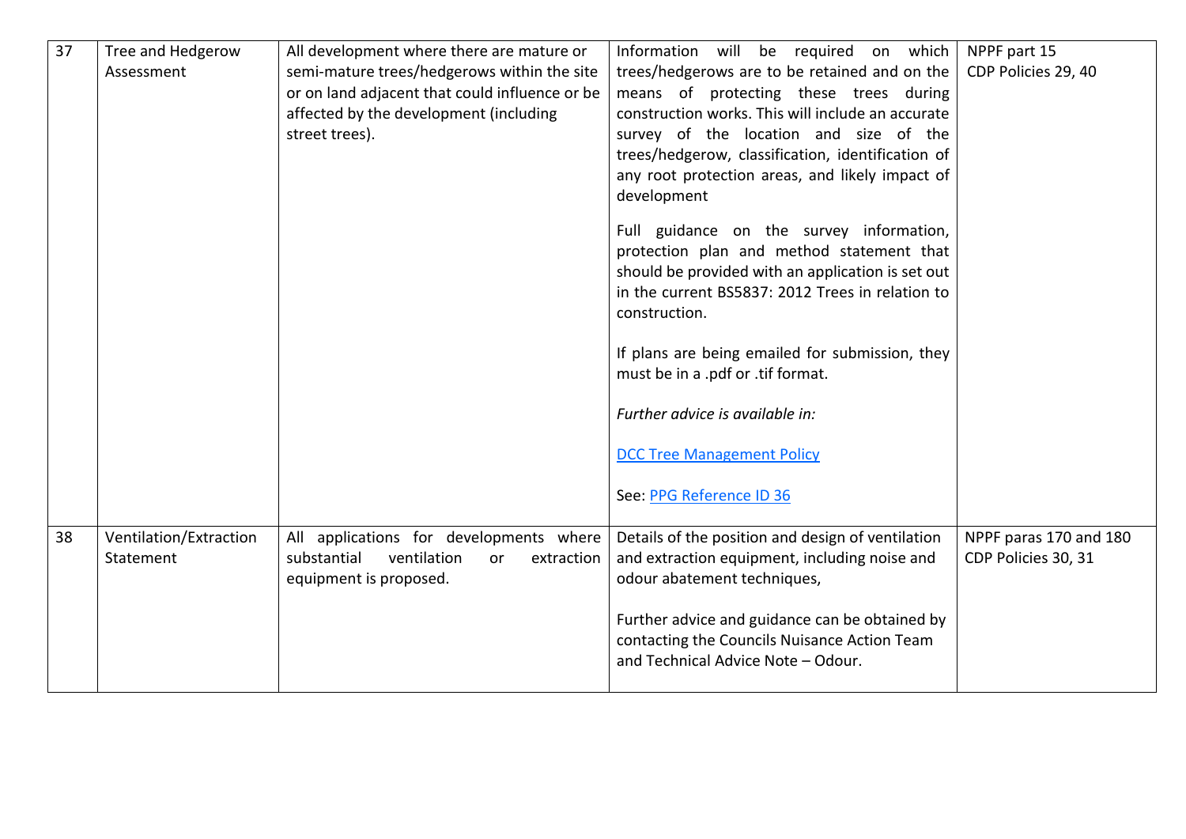| | | | | |
|---|---|---|---|---|
| 37 | Tree and Hedgerow Assessment | All development where there are mature or semi-mature trees/hedgerows within the site or on land adjacent that could influence or be affected by the development (including street trees). | Information will be required on which trees/hedgerows are to be retained and on the means of protecting these trees during construction works. This will include an accurate survey of the location and size of the trees/hedgerow, classification, identification of any root protection areas, and likely impact of development<br><br>Full guidance on the survey information, protection plan and method statement that should be provided with an application is set out in the current BS5837: 2012 Trees in relation to construction.<br><br>If plans are being emailed for submission, they must be in a .pdf or .tif format.<br><br>*Further advice is available in:*<br><br>DCC Tree Management Policy<br><br>See: PPG Reference ID 36 | NPPF part 15<br>CDP Policies 29, 40 |
| 38 | Ventilation/Extraction Statement | All applications for developments where substantial ventilation or extraction equipment is proposed. | Details of the position and design of ventilation and extraction equipment, including noise and odour abatement techniques,<br><br>Further advice and guidance can be obtained by contacting the Councils Nuisance Action Team and Technical Advice Note – Odour. | NPPF paras 170 and 180<br>CDP Policies 30, 31 |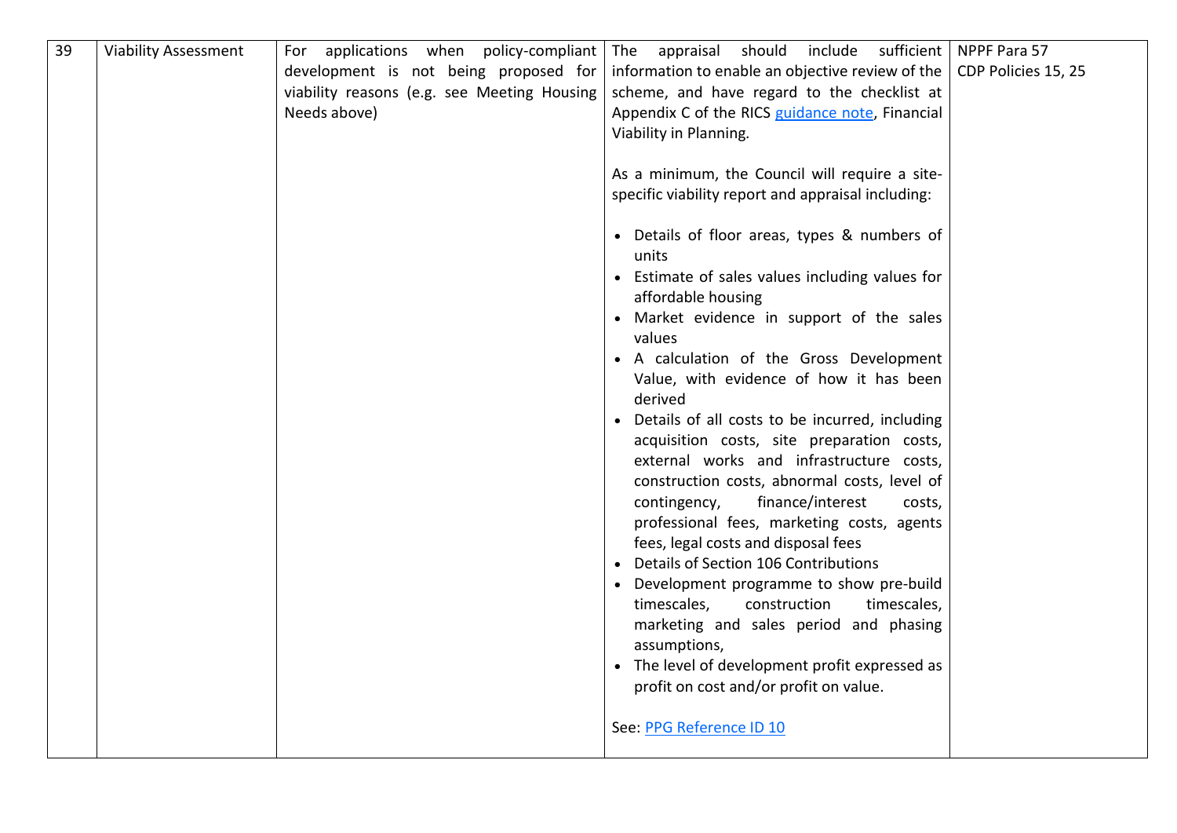| 39 | Viability Assessment | For applications when policy-compliant development is not being proposed for viability reasons (e.g. see Meeting Housing Needs above) | The appraisal should include sufficient information to enable an objective review of the scheme, and have regard to the checklist at Appendix C of the RICS guidance note, Financial Viability in Planning.<br><br>As a minimum, the Council will require a site-specific viability report and appraisal including:<br><br>• Details of floor areas, types & numbers of units<br>• Estimate of sales values including values for affordable housing<br>• Market evidence in support of the sales values<br>• A calculation of the Gross Development Value, with evidence of how it has been derived<br>• Details of all costs to be incurred, including acquisition costs, site preparation costs, external works and infrastructure costs, construction costs, abnormal costs, level of contingency, finance/interest costs, professional fees, marketing costs, agents fees, legal costs and disposal fees<br>• Details of Section 106 Contributions<br>• Development programme to show pre-build timescales, construction timescales, marketing and sales period and phasing assumptions,<br>• The level of development profit expressed as profit on cost and/or profit on value.<br><br>See: PPG Reference ID 10 | NPPF Para 57<br>CDP Policies 15, 25 |
|---|---|---|---|---|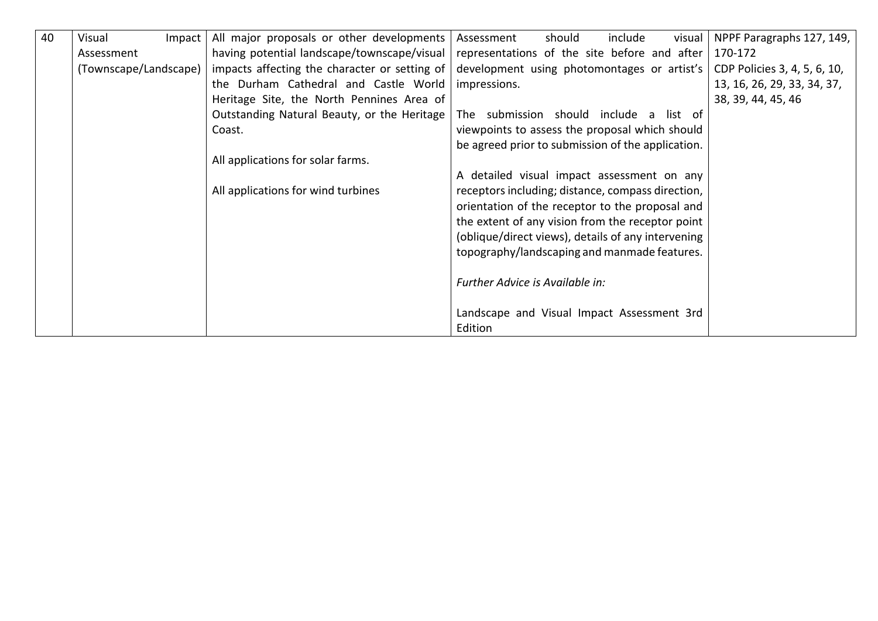| | | | | |
|---|---|---|---|---|
| 40 | Visual Impact Assessment (Townscape/Landscape) | All major proposals or other developments having potential landscape/townscape/visual impacts affecting the character or setting of the Durham Cathedral and Castle World Heritage Site, the North Pennines Area of Outstanding Natural Beauty, or the Heritage Coast.<br><br>All applications for solar farms.<br><br>All applications for wind turbines | Assessment should include visual representations of the site before and after development using photomontages or artist's impressions.<br><br>The submission should include a list of viewpoints to assess the proposal which should be agreed prior to submission of the application.<br><br>A detailed visual impact assessment on any receptors including; distance, compass direction, orientation of the receptor to the proposal and the extent of any vision from the receptor point (oblique/direct views), details of any intervening topography/landscaping and manmade features.<br><br>*Further Advice is Available in:*<br><br>Landscape and Visual Impact Assessment 3rd Edition | NPPF Paragraphs 127, 149, 170-172<br>CDP Policies 3, 4, 5, 6, 10, 13, 16, 26, 29, 33, 34, 37, 38, 39, 44, 45, 46 |